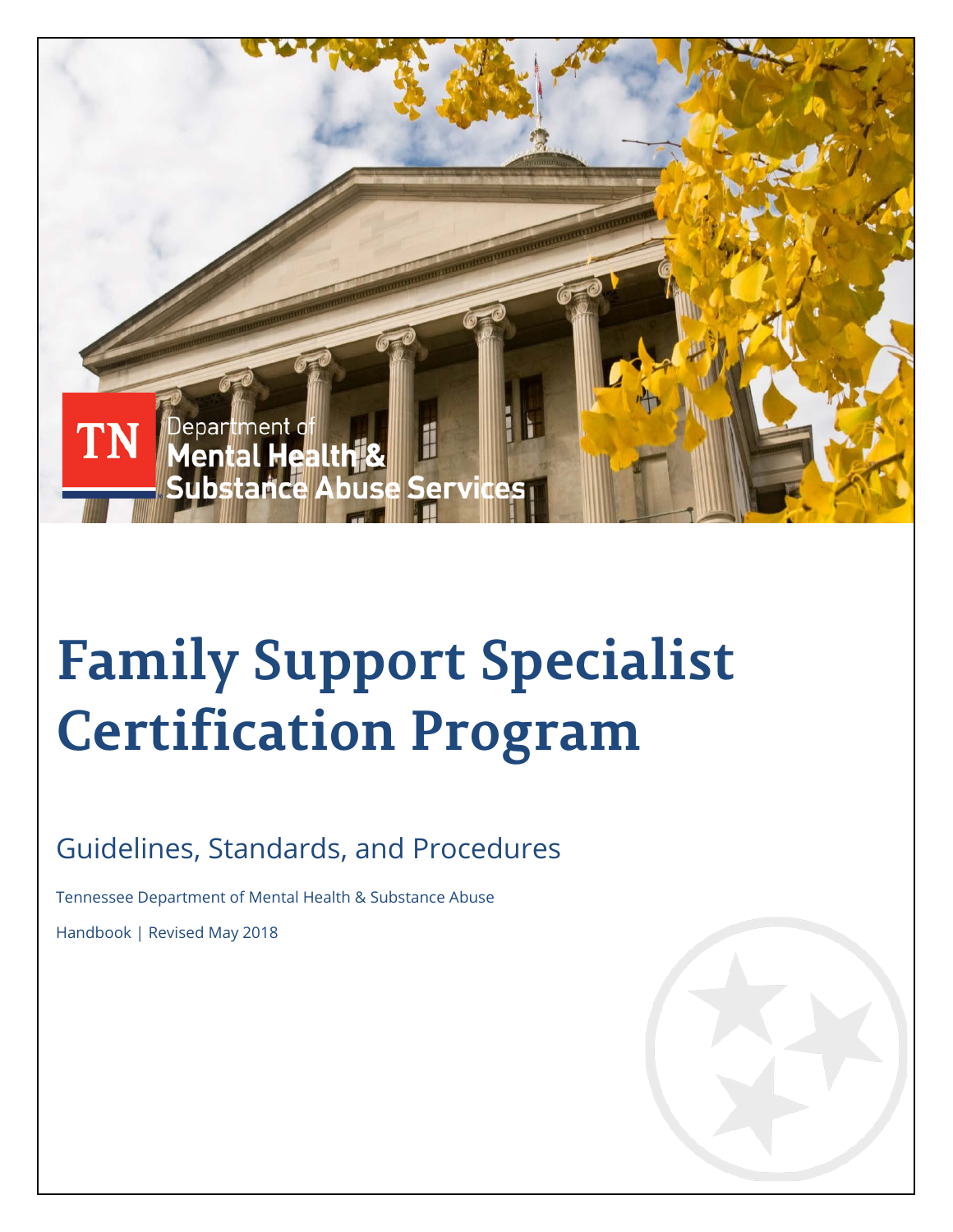TN Department of Mental Health & Substance Abuse Services

# Family Support Specialist Certification Program

## Guidelines, Standards, and Procedures

Tennessee Department of Mental Health & Substance Abuse

Handbook | Revised May 2018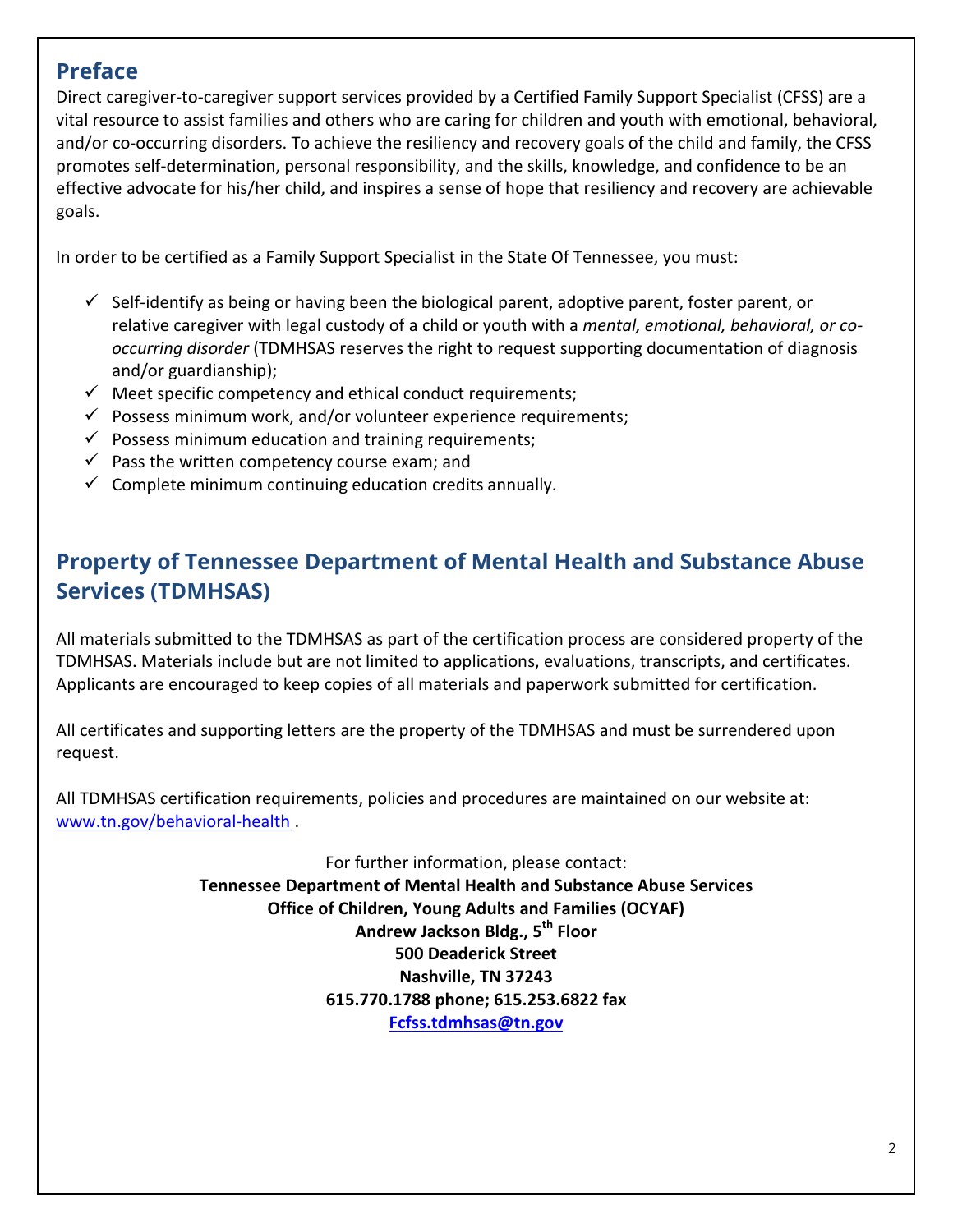## Preface

Direct caregiver-to-caregiver support services provided by a Certified Family Support Specialist (CFSS) are a vital resource to assist families and others who are caring for children and youth with emotional, behavioral, and/or co-occurring disorders. To achieve the resiliency and recovery goals of the child and family, the CFSS promotes self-determination, personal responsibility, and the skills, knowledge, and confidence to be an effective advocate for his/her child, and inspires a sense of hope that resiliency and recovery are achievable goals.

In order to be certified as a Family Support Specialist in the State Of Tennessee, you must:

- ✓ Self-identify as being or having been the biological parent, adoptive parent, foster parent, or relative caregiver with legal custody of a child or youth with a *mental, emotional, behavioral, or co-occurring disorder* (TDMHSAS reserves the right to request supporting documentation of diagnosis and/or guardianship);
- ✓ Meet specific competency and ethical conduct requirements;
- ✓ Possess minimum work, and/or volunteer experience requirements;
- ✓ Possess minimum education and training requirements;
- ✓ Pass the written competency course exam; and
- ✓ Complete minimum continuing education credits annually.

## Property of Tennessee Department of Mental Health and Substance Abuse Services (TDMHSAS)

All materials submitted to the TDMHSAS as part of the certification process are considered property of the TDMHSAS. Materials include but are not limited to applications, evaluations, transcripts, and certificates. Applicants are encouraged to keep copies of all materials and paperwork submitted for certification.

All certificates and supporting letters are the property of the TDMHSAS and must be surrendered upon request.

All TDMHSAS certification requirements, policies and procedures are maintained on our website at: www.tn.gov/behavioral-health .

For further information, please contact:

**Tennessee Department of Mental Health and Substance Abuse Services**
**Office of Children, Young Adults and Families (OCYAF)**
**Andrew Jackson Bldg., 5th Floor**
**500 Deaderick Street**
**Nashville, TN 37243**
**615.770.1788 phone; 615.253.6822 fax**
**Fcfss.tdmhsas@tn.gov**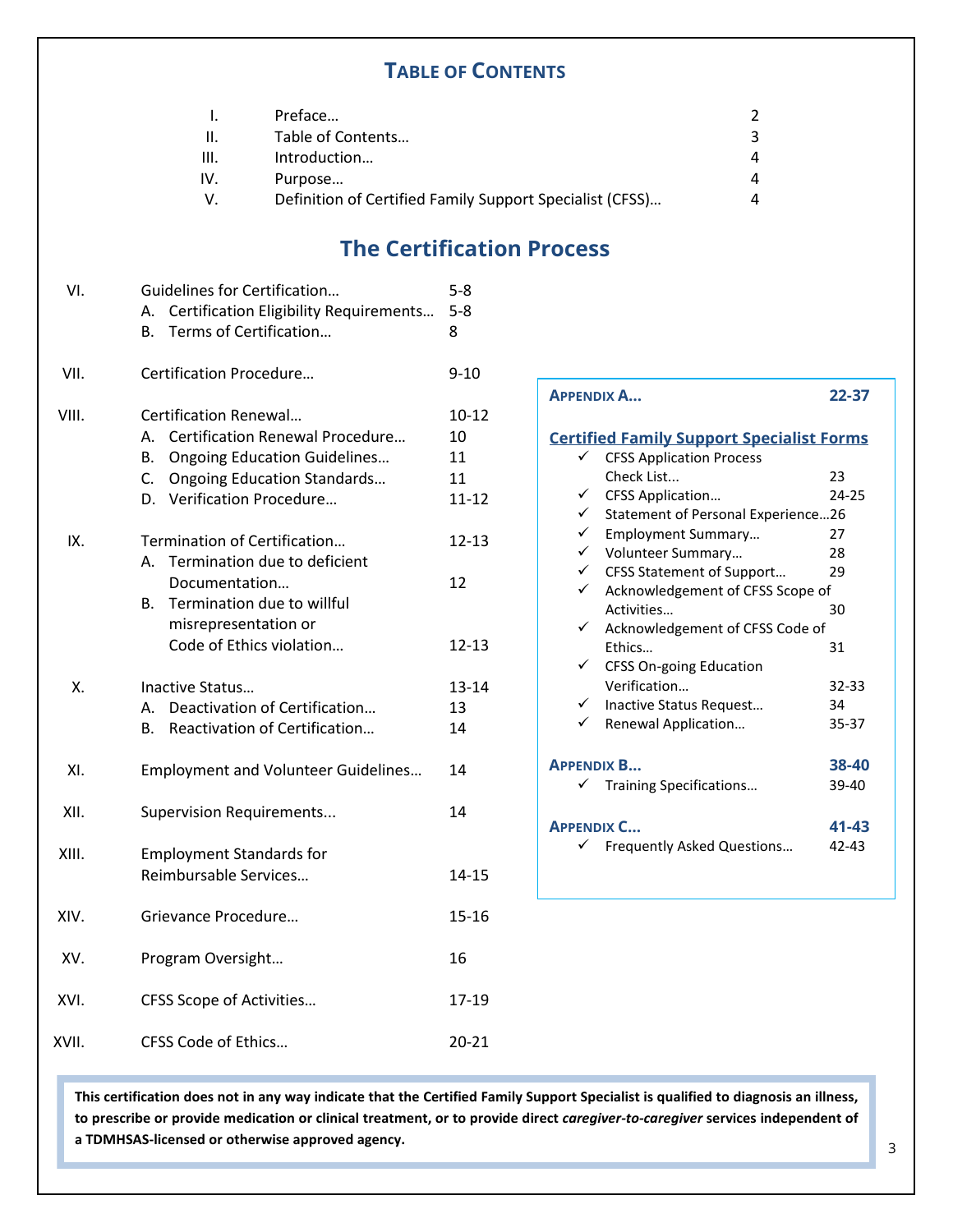## TABLE OF CONTENTS

| | | |
|---|---|---|
| I. | Preface… | 2 |
| II. | Table of Contents… | 3 |
| III. | Introduction… | 4 |
| IV. | Purpose… | 4 |
| V. | Definition of Certified Family Support Specialist (CFSS)… | 4 |

## The Certification Process

| | | |
|---|---|---|
| VI. | Guidelines for Certification… | 5-8 |
| | A. Certification Eligibility Requirements… | 5-8 |
| | B. Terms of Certification… | 8 |
| VII. | Certification Procedure… | 9-10 |
| VIII. | Certification Renewal… | 10-12 |
| | A. Certification Renewal Procedure… | 10 |
| | B. Ongoing Education Guidelines… | 11 |
| | C. Ongoing Education Standards… | 11 |
| | D. Verification Procedure… | 11-12 |
| IX. | Termination of Certification… | 12-13 |
| | A. Termination due to deficient Documentation… | 12 |
| | B. Termination due to willful misrepresentation or Code of Ethics violation… | 12-13 |
| X. | Inactive Status… | 13-14 |
| | A. Deactivation of Certification… | 13 |
| | B. Reactivation of Certification… | 14 |
| XI. | Employment and Volunteer Guidelines… | 14 |
| XII. | Supervision Requirements... | 14 |
| XIII. | Employment Standards for Reimbursable Services… | 14-15 |
| XIV. | Grievance Procedure… | 15-16 |
| XV. | Program Oversight… | 16 |
| XVI. | CFSS Scope of Activities… | 17-19 |
| XVII. | CFSS Code of Ethics… | 20-21 |

**APPENDIX A… 22-37**

**Certified Family Support Specialist Forms**

- ✓ CFSS Application Process Check List... 23
- ✓ CFSS Application… 24-25
- ✓ Statement of Personal Experience…26
- ✓ Employment Summary… 27
- ✓ Volunteer Summary… 28
- ✓ CFSS Statement of Support… 29
- ✓ Acknowledgement of CFSS Scope of Activities… 30
- ✓ Acknowledgement of CFSS Code of Ethics… 31
- ✓ CFSS On-going Education Verification… 32-33
- ✓ Inactive Status Request… 34
- ✓ Renewal Application… 35-37

**APPENDIX B… 38-40**

- ✓ Training Specifications… 39-40

**APPENDIX C… 41-43**

- ✓ Frequently Asked Questions… 42-43

**This certification does not in any way indicate that the Certified Family Support Specialist is qualified to diagnosis an illness, to prescribe or provide medication or clinical treatment, or to provide direct *caregiver-to-caregiver* services independent of a TDMHSAS-licensed or otherwise approved agency.**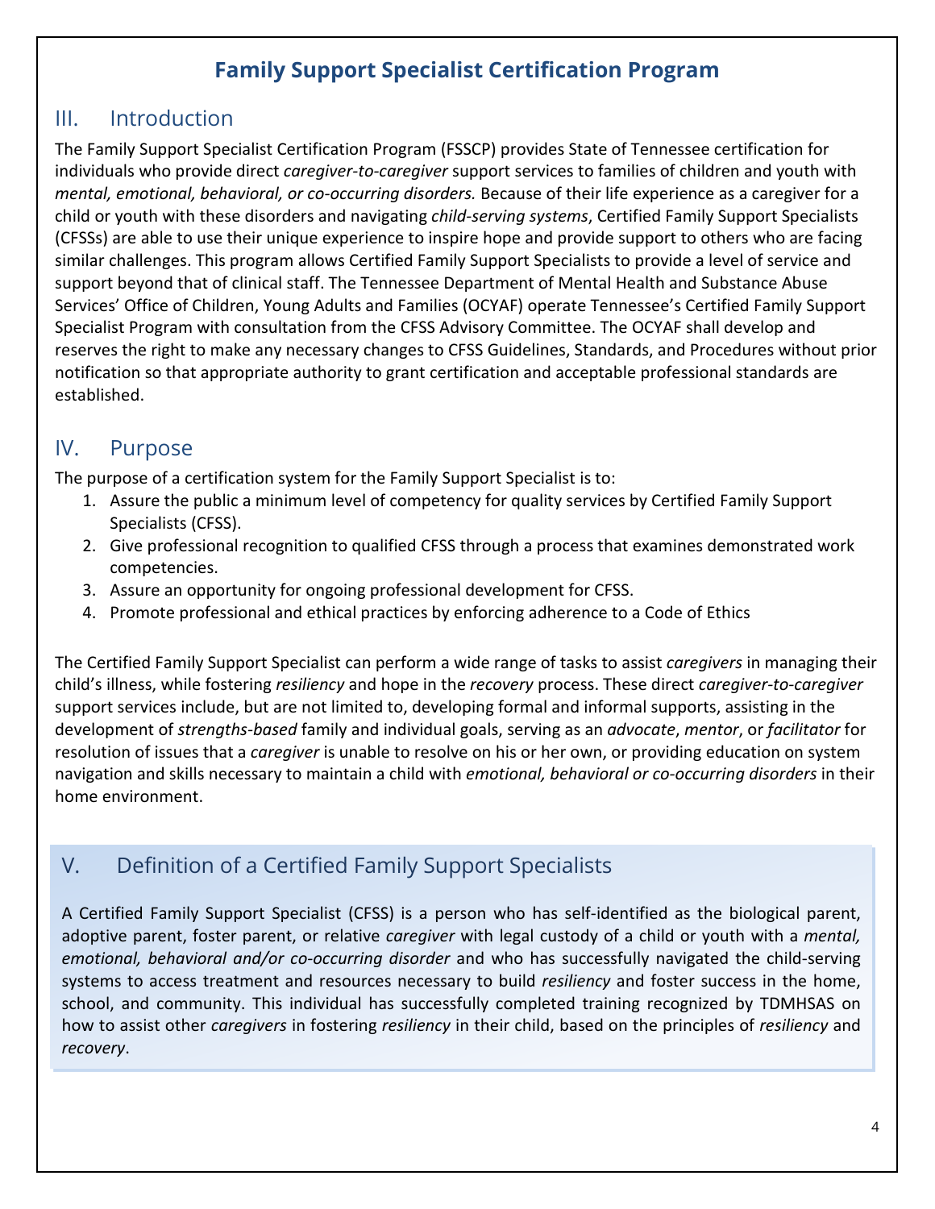# Family Support Specialist Certification Program

## III. Introduction

The Family Support Specialist Certification Program (FSSCP) provides State of Tennessee certification for individuals who provide direct *caregiver-to-caregiver* support services to families of children and youth with *mental, emotional, behavioral, or co-occurring disorders.* Because of their life experience as a caregiver for a child or youth with these disorders and navigating *child-serving systems*, Certified Family Support Specialists (CFSSs) are able to use their unique experience to inspire hope and provide support to others who are facing similar challenges. This program allows Certified Family Support Specialists to provide a level of service and support beyond that of clinical staff. The Tennessee Department of Mental Health and Substance Abuse Services' Office of Children, Young Adults and Families (OCYAF) operate Tennessee's Certified Family Support Specialist Program with consultation from the CFSS Advisory Committee. The OCYAF shall develop and reserves the right to make any necessary changes to CFSS Guidelines, Standards, and Procedures without prior notification so that appropriate authority to grant certification and acceptable professional standards are established.

## IV. Purpose

The purpose of a certification system for the Family Support Specialist is to:

1. Assure the public a minimum level of competency for quality services by Certified Family Support Specialists (CFSS).
2. Give professional recognition to qualified CFSS through a process that examines demonstrated work competencies.
3. Assure an opportunity for ongoing professional development for CFSS.
4. Promote professional and ethical practices by enforcing adherence to a Code of Ethics

The Certified Family Support Specialist can perform a wide range of tasks to assist *caregivers* in managing their child's illness, while fostering *resiliency* and hope in the *recovery* process. These direct *caregiver-to-caregiver* support services include, but are not limited to, developing formal and informal supports, assisting in the development of *strengths-based* family and individual goals, serving as an *advocate*, *mentor*, or *facilitator* for resolution of issues that a *caregiver* is unable to resolve on his or her own, or providing education on system navigation and skills necessary to maintain a child with *emotional, behavioral or co-occurring disorders* in their home environment.

## V. Definition of a Certified Family Support Specialists

A Certified Family Support Specialist (CFSS) is a person who has self-identified as the biological parent, adoptive parent, foster parent, or relative *caregiver* with legal custody of a child or youth with a *mental, emotional, behavioral and/or co-occurring disorder* and who has successfully navigated the child-serving systems to access treatment and resources necessary to build *resiliency* and foster success in the home, school, and community. This individual has successfully completed training recognized by TDMHSAS on how to assist other *caregivers* in fostering *resiliency* in their child, based on the principles of *resiliency* and *recovery*.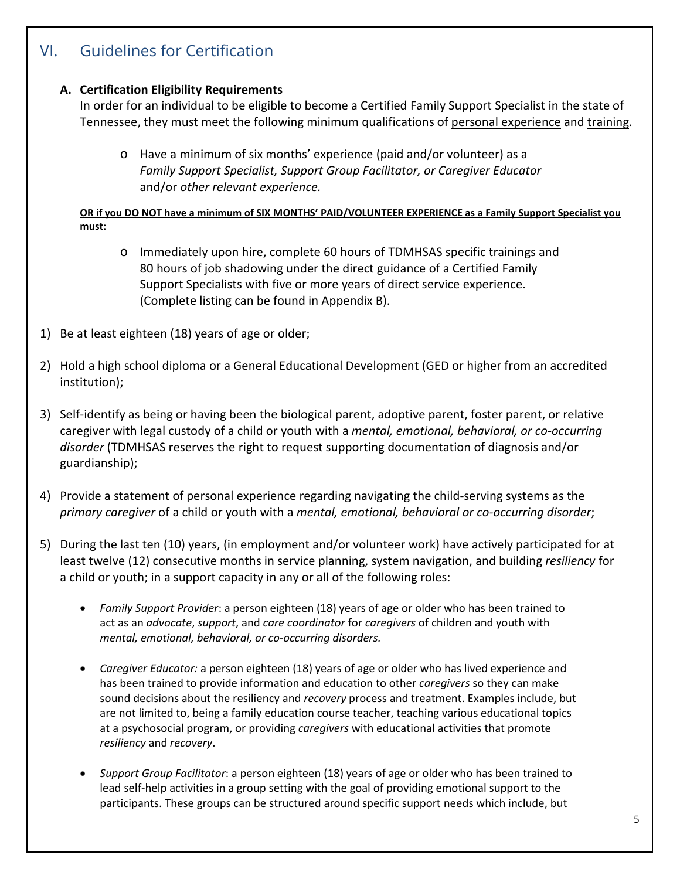## VI. Guidelines for Certification

### A. Certification Eligibility Requirements

In order for an individual to be eligible to become a Certified Family Support Specialist in the state of Tennessee, they must meet the following minimum qualifications of <u>personal experience</u> and <u>training</u>.

- Have a minimum of six months' experience (paid and/or volunteer) as a *Family Support Specialist, Support Group Facilitator, or Caregiver Educator* and/or *other relevant experience.*

**<u>OR if you DO NOT have a minimum of SIX MONTHS' PAID/VOLUNTEER EXPERIENCE as a Family Support Specialist you must:</u>**

- Immediately upon hire, complete 60 hours of TDMHSAS specific trainings and 80 hours of job shadowing under the direct guidance of a Certified Family Support Specialists with five or more years of direct service experience. (Complete listing can be found in Appendix B).

1) Be at least eighteen (18) years of age or older;

2) Hold a high school diploma or a General Educational Development (GED or higher from an accredited institution);

3) Self-identify as being or having been the biological parent, adoptive parent, foster parent, or relative caregiver with legal custody of a child or youth with a *mental, emotional, behavioral, or co-occurring disorder* (TDMHSAS reserves the right to request supporting documentation of diagnosis and/or guardianship);

4) Provide a statement of personal experience regarding navigating the child-serving systems as the *primary caregiver* of a child or youth with a *mental, emotional, behavioral or co-occurring disorder*;

5) During the last ten (10) years, (in employment and/or volunteer work) have actively participated for at least twelve (12) consecutive months in service planning, system navigation, and building *resiliency* for a child or youth; in a support capacity in any or all of the following roles:

   - *Family Support Provider*: a person eighteen (18) years of age or older who has been trained to act as an *advocate*, *support*, and *care coordinator* for *caregivers* of children and youth with *mental, emotional, behavioral, or co-occurring disorders.*

   - *Caregiver Educator:* a person eighteen (18) years of age or older who has lived experience and has been trained to provide information and education to other *caregivers* so they can make sound decisions about the resiliency and *recovery* process and treatment. Examples include, but are not limited to, being a family education course teacher, teaching various educational topics at a psychosocial program, or providing *caregivers* with educational activities that promote *resiliency* and *recovery*.

   - *Support Group Facilitator*: a person eighteen (18) years of age or older who has been trained to lead self-help activities in a group setting with the goal of providing emotional support to the participants. These groups can be structured around specific support needs which include, but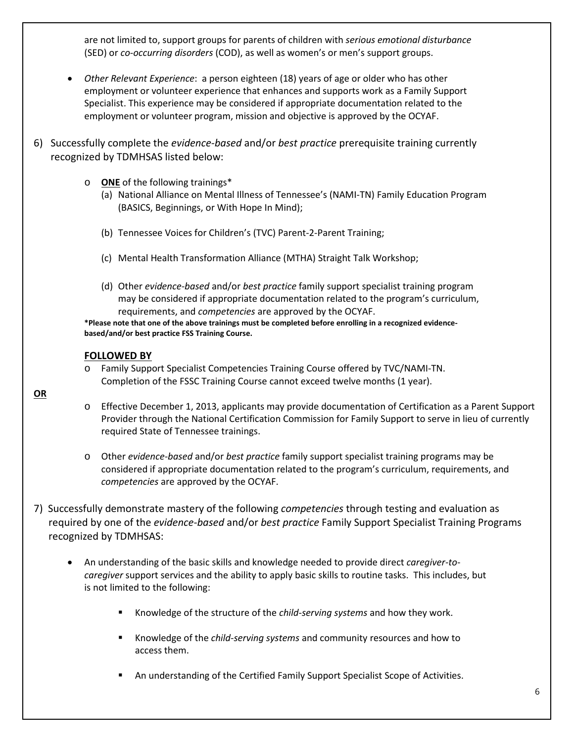are not limited to, support groups for parents of children with *serious emotional disturbance* (SED) or *co-occurring disorders* (COD), as well as women's or men's support groups.

- *Other Relevant Experience*: a person eighteen (18) years of age or older who has other employment or volunteer experience that enhances and supports work as a Family Support Specialist. This experience may be considered if appropriate documentation related to the employment or volunteer program, mission and objective is approved by the OCYAF.

6) Successfully complete the *evidence-based* and/or *best practice* prerequisite training currently recognized by TDMHSAS listed below:

   - **<u>ONE</u>** of the following trainings*
     (a) National Alliance on Mental Illness of Tennessee's (NAMI-TN) Family Education Program (BASICS, Beginnings, or With Hope In Mind);

     (b) Tennessee Voices for Children's (TVC) Parent-2-Parent Training;

     (c) Mental Health Transformation Alliance (MTHA) Straight Talk Workshop;

     (d) Other *evidence-based* and/or *best practice* family support specialist training program may be considered if appropriate documentation related to the program's curriculum, requirements, and *competencies* are approved by the OCYAF.

   **\*Please note that one of the above trainings must be completed before enrolling in a recognized evidence-based/and/or best practice FSS Training Course.**

   **<u>FOLLOWED BY</u>**

   - Family Support Specialist Competencies Training Course offered by TVC/NAMI-TN. Completion of the FSSC Training Course cannot exceed twelve months (1 year).

**<u>OR</u>**

   - Effective December 1, 2013, applicants may provide documentation of Certification as a Parent Support Provider through the National Certification Commission for Family Support to serve in lieu of currently required State of Tennessee trainings.

   - Other *evidence-based* and/or *best practice* family support specialist training programs may be considered if appropriate documentation related to the program's curriculum, requirements, and *competencies* are approved by the OCYAF.

7) Successfully demonstrate mastery of the following *competencies* through testing and evaluation as required by one of the *evidence-based* and/or *best practice* Family Support Specialist Training Programs recognized by TDMHSAS:

   - An understanding of the basic skills and knowledge needed to provide direct *caregiver-to-caregiver* support services and the ability to apply basic skills to routine tasks. This includes, but is not limited to the following:

     - Knowledge of the structure of the *child-serving systems* and how they work.

     - Knowledge of the *child-serving systems* and community resources and how to access them.

     - An understanding of the Certified Family Support Specialist Scope of Activities.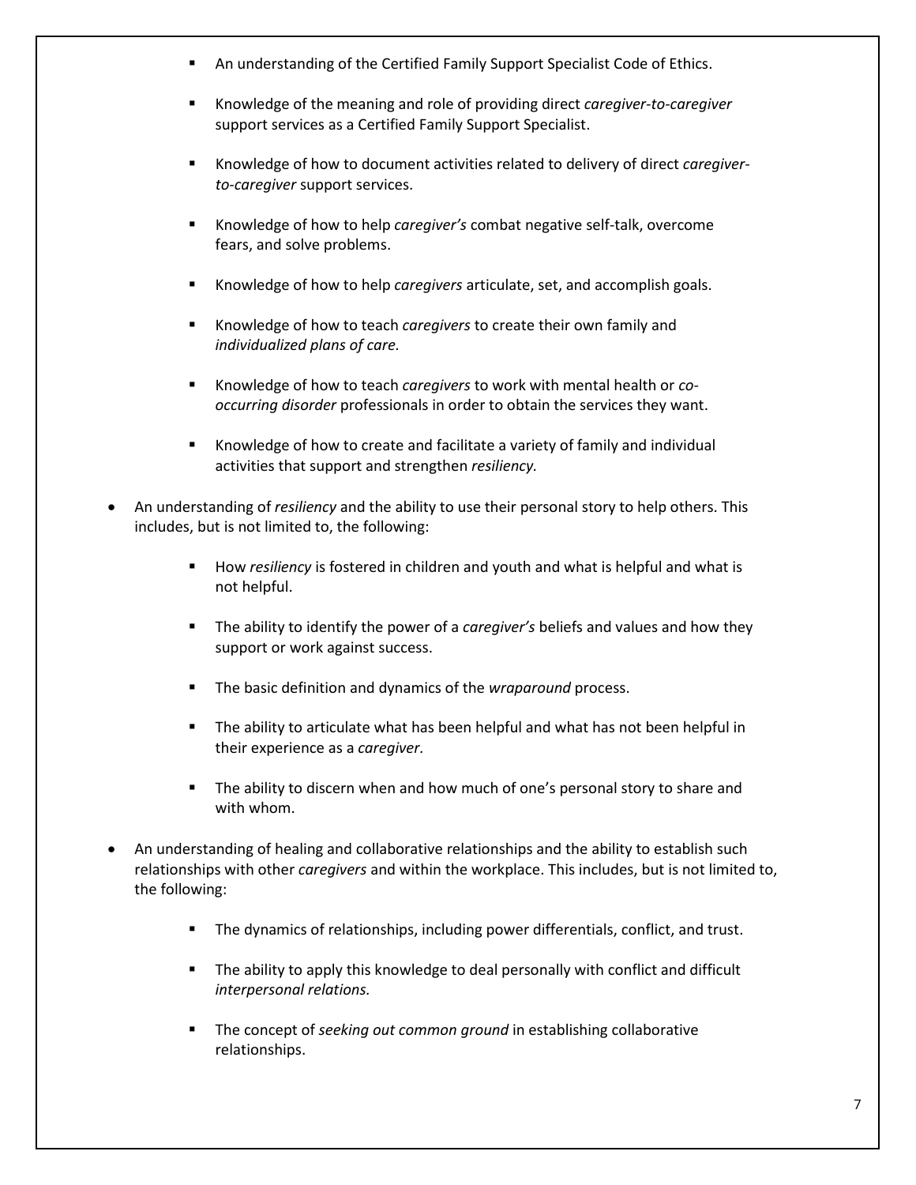- An understanding of the Certified Family Support Specialist Code of Ethics.

  - Knowledge of the meaning and role of providing direct *caregiver-to-caregiver* support services as a Certified Family Support Specialist.

  - Knowledge of how to document activities related to delivery of direct *caregiver-to-caregiver* support services.

  - Knowledge of how to help *caregiver's* combat negative self-talk, overcome fears, and solve problems.

  - Knowledge of how to help *caregivers* articulate, set, and accomplish goals.

  - Knowledge of how to teach *caregivers* to create their own family and *individualized plans of care.*

  - Knowledge of how to teach *caregivers* to work with mental health or *co-occurring disorder* professionals in order to obtain the services they want.

  - Knowledge of how to create and facilitate a variety of family and individual activities that support and strengthen *resiliency.*

- An understanding of *resiliency* and the ability to use their personal story to help others. This includes, but is not limited to, the following:

  - How *resiliency* is fostered in children and youth and what is helpful and what is not helpful.

  - The ability to identify the power of a *caregiver's* beliefs and values and how they support or work against success.

  - The basic definition and dynamics of the *wraparound* process.

  - The ability to articulate what has been helpful and what has not been helpful in their experience as a *caregiver.*

  - The ability to discern when and how much of one's personal story to share and with whom.

- An understanding of healing and collaborative relationships and the ability to establish such relationships with other *caregivers* and within the workplace. This includes, but is not limited to, the following:

  - The dynamics of relationships, including power differentials, conflict, and trust.

  - The ability to apply this knowledge to deal personally with conflict and difficult *interpersonal relations.*

  - The concept of *seeking out common ground* in establishing collaborative relationships.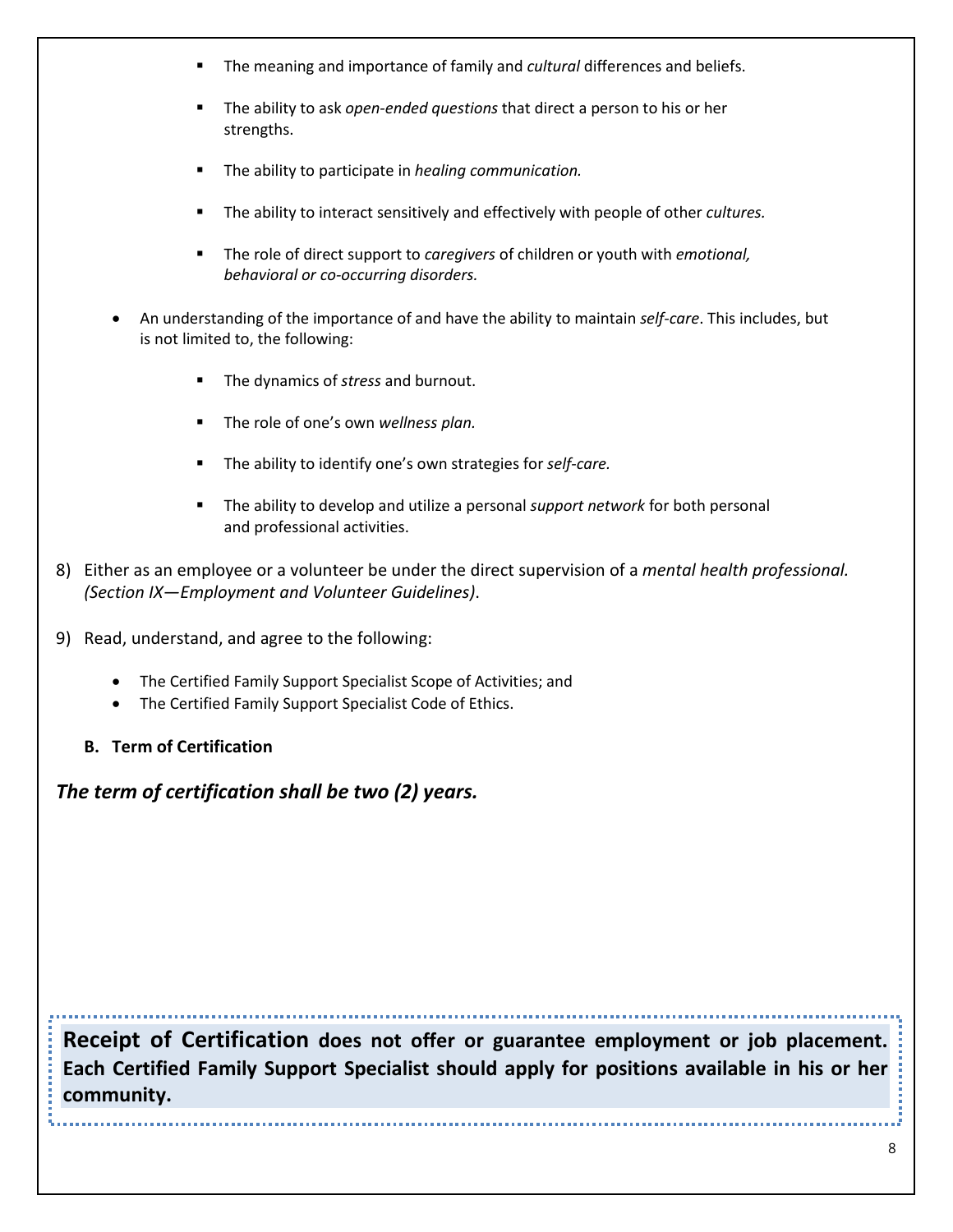- The meaning and importance of family and *cultural* differences and beliefs.
  - The ability to ask *open-ended questions* that direct a person to his or her strengths.
  - The ability to participate in *healing communication.*
  - The ability to interact sensitively and effectively with people of other *cultures.*
  - The role of direct support to *caregivers* of children or youth with *emotional, behavioral or co-occurring disorders.*

- An understanding of the importance of and have the ability to maintain *self-care*. This includes, but is not limited to, the following:
  - The dynamics of *stress* and burnout.
  - The role of one's own *wellness plan.*
  - The ability to identify one's own strategies for *self-care.*
  - The ability to develop and utilize a personal *support network* for both personal and professional activities.

8) Either as an employee or a volunteer be under the direct supervision of a *mental health professional. (Section IX—Employment and Volunteer Guidelines)*.

9) Read, understand, and agree to the following:
   - The Certified Family Support Specialist Scope of Activities; and
   - The Certified Family Support Specialist Code of Ethics.

**B. Term of Certification**

***The term of certification shall be two (2) years.***

**Receipt of Certification does not offer or guarantee employment or job placement. Each Certified Family Support Specialist should apply for positions available in his or her community.**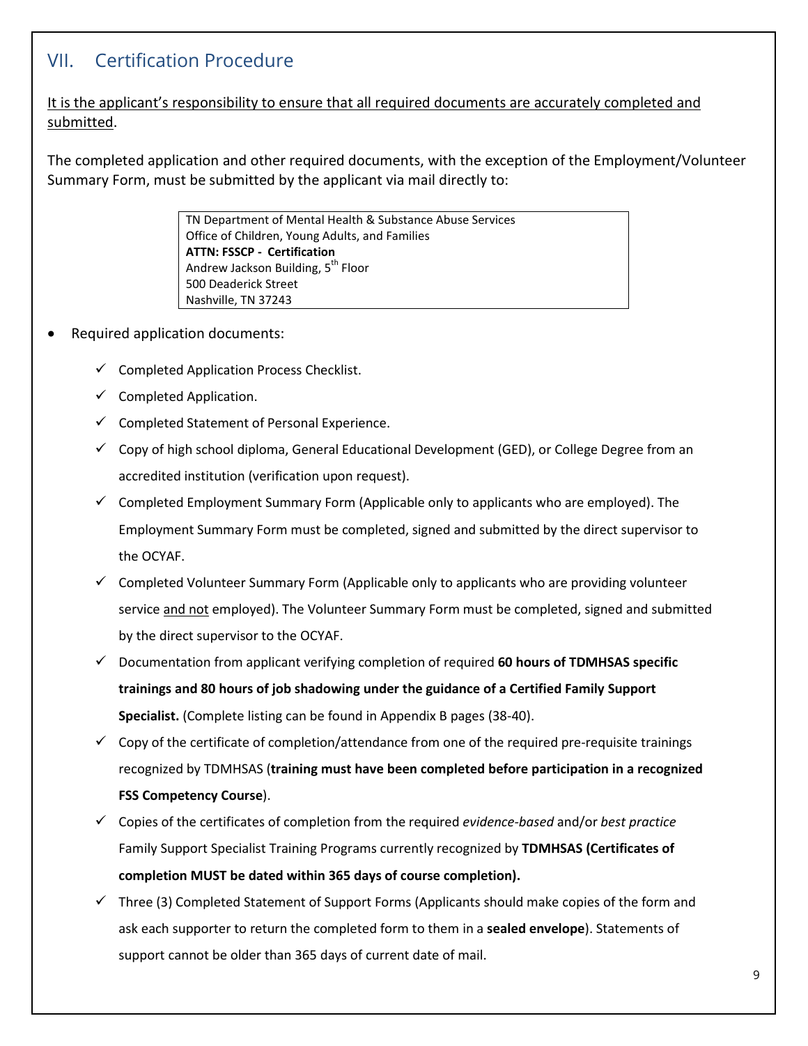## VII. Certification Procedure

<u>It is the applicant's responsibility to ensure that all required documents are accurately completed and submitted</u>.

The completed application and other required documents, with the exception of the Employment/Volunteer Summary Form, must be submitted by the applicant via mail directly to:

> TN Department of Mental Health & Substance Abuse Services
> Office of Children, Young Adults, and Families
> **ATTN: FSSCP - Certification**
> Andrew Jackson Building, 5th Floor
> 500 Deaderick Street
> Nashville, TN 37243

- Required application documents:
  - ✓ Completed Application Process Checklist.
  - ✓ Completed Application.
  - ✓ Completed Statement of Personal Experience.
  - ✓ Copy of high school diploma, General Educational Development (GED), or College Degree from an accredited institution (verification upon request).
  - ✓ Completed Employment Summary Form (Applicable only to applicants who are employed). The Employment Summary Form must be completed, signed and submitted by the direct supervisor to the OCYAF.
  - ✓ Completed Volunteer Summary Form (Applicable only to applicants who are providing volunteer service <u>and not</u> employed). The Volunteer Summary Form must be completed, signed and submitted by the direct supervisor to the OCYAF.
  - ✓ Documentation from applicant verifying completion of required **60 hours of TDMHSAS specific trainings and 80 hours of job shadowing under the guidance of a Certified Family Support Specialist.** (Complete listing can be found in Appendix B pages (38-40).
  - ✓ Copy of the certificate of completion/attendance from one of the required pre-requisite trainings recognized by TDMHSAS (**training must have been completed before participation in a recognized FSS Competency Course**).
  - ✓ Copies of the certificates of completion from the required *evidence-based* and/or *best practice* Family Support Specialist Training Programs currently recognized by **TDMHSAS (Certificates of completion MUST be dated within 365 days of course completion).**
  - ✓ Three (3) Completed Statement of Support Forms (Applicants should make copies of the form and ask each supporter to return the completed form to them in a **sealed envelope**). Statements of support cannot be older than 365 days of current date of mail.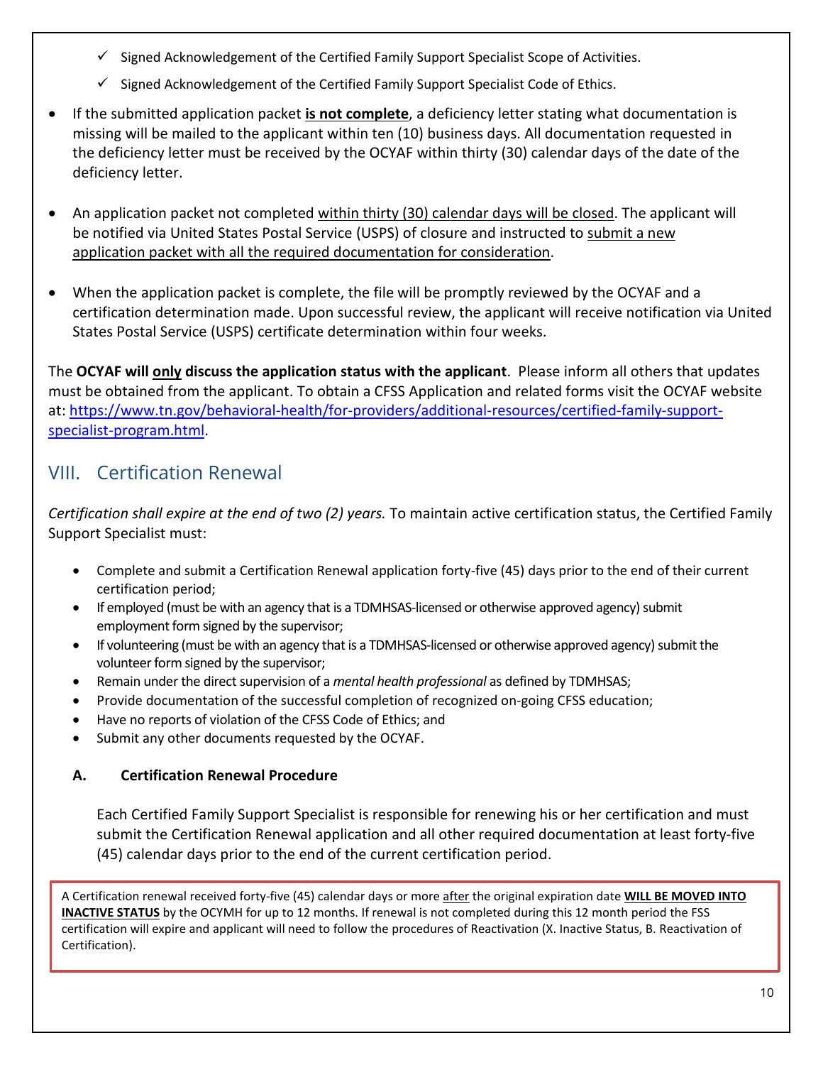- ✓ Signed Acknowledgement of the Certified Family Support Specialist Scope of Activities.
- ✓ Signed Acknowledgement of the Certified Family Support Specialist Code of Ethics.

- If the submitted application packet **is not complete**, a deficiency letter stating what documentation is missing will be mailed to the applicant within ten (10) business days. All documentation requested in the deficiency letter must be received by the OCYAF within thirty (30) calendar days of the date of the deficiency letter.

- An application packet not completed within thirty (30) calendar days will be closed. The applicant will be notified via United States Postal Service (USPS) of closure and instructed to submit a new application packet with all the required documentation for consideration.

- When the application packet is complete, the file will be promptly reviewed by the OCYAF and a certification determination made. Upon successful review, the applicant will receive notification via United States Postal Service (USPS) certificate determination within four weeks.

The **OCYAF will only discuss the application status with the applicant**. Please inform all others that updates must be obtained from the applicant. To obtain a CFSS Application and related forms visit the OCYAF website at: https://www.tn.gov/behavioral-health/for-providers/additional-resources/certified-family-support-specialist-program.html.

## VIII. Certification Renewal

*Certification shall expire at the end of two (2) years.* To maintain active certification status, the Certified Family Support Specialist must:

- Complete and submit a Certification Renewal application forty-five (45) days prior to the end of their current certification period;
- If employed (must be with an agency that is a TDMHSAS-licensed or otherwise approved agency) submit employment form signed by the supervisor;
- If volunteering (must be with an agency that is a TDMHSAS-licensed or otherwise approved agency) submit the volunteer form signed by the supervisor;
- Remain under the direct supervision of a *mental health professional* as defined by TDMHSAS;
- Provide documentation of the successful completion of recognized on-going CFSS education;
- Have no reports of violation of the CFSS Code of Ethics; and
- Submit any other documents requested by the OCYAF.

### A. Certification Renewal Procedure

Each Certified Family Support Specialist is responsible for renewing his or her certification and must submit the Certification Renewal application and all other required documentation at least forty-five (45) calendar days prior to the end of the current certification period.

A Certification renewal received forty-five (45) calendar days or more after the original expiration date **WILL BE MOVED INTO INACTIVE STATUS** by the OCYMH for up to 12 months. If renewal is not completed during this 12 month period the FSS certification will expire and applicant will need to follow the procedures of Reactivation (X. Inactive Status, B. Reactivation of Certification).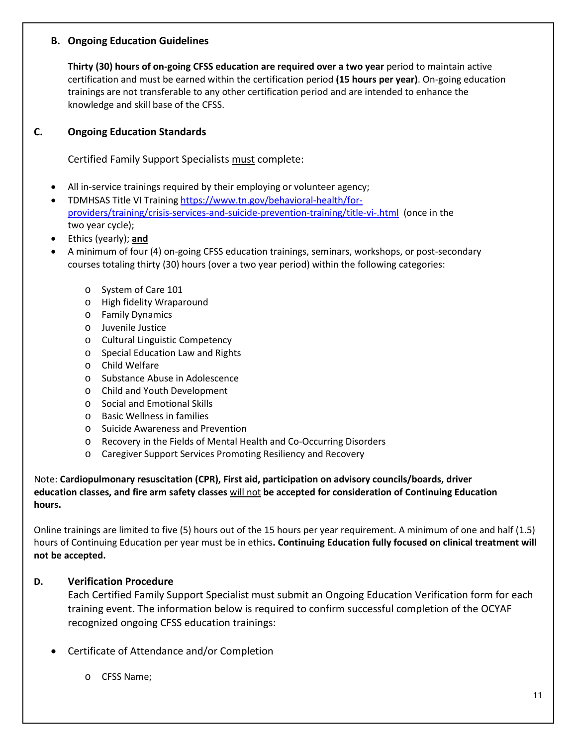### B. Ongoing Education Guidelines

**Thirty (30) hours of on-going CFSS education are required over a two year** period to maintain active certification and must be earned within the certification period **(15 hours per year)**. On-going education trainings are not transferable to any other certification period and are intended to enhance the knowledge and skill base of the CFSS.

### C. Ongoing Education Standards

Certified Family Support Specialists must complete:

- All in-service trainings required by their employing or volunteer agency;
- TDMHSAS Title VI Training [https://www.tn.gov/behavioral-health/for-providers/training/crisis-services-and-suicide-prevention-training/title-vi-.html](https://www.tn.gov/behavioral-health/for-providers/training/crisis-services-and-suicide-prevention-training/title-vi-.html) (once in the two year cycle);
- Ethics (yearly); **and**
- A minimum of four (4) on-going CFSS education trainings, seminars, workshops, or post-secondary courses totaling thirty (30) hours (over a two year period) within the following categories:
  - System of Care 101
  - High fidelity Wraparound
  - Family Dynamics
  - Juvenile Justice
  - Cultural Linguistic Competency
  - Special Education Law and Rights
  - Child Welfare
  - Substance Abuse in Adolescence
  - Child and Youth Development
  - Social and Emotional Skills
  - Basic Wellness in families
  - Suicide Awareness and Prevention
  - Recovery in the Fields of Mental Health and Co-Occurring Disorders
  - Caregiver Support Services Promoting Resiliency and Recovery

Note: **Cardiopulmonary resuscitation (CPR), First aid, participation on advisory councils/boards, driver education classes, and fire arm safety classes** will not **be accepted for consideration of Continuing Education hours.**

Online trainings are limited to five (5) hours out of the 15 hours per year requirement. A minimum of one and half (1.5) hours of Continuing Education per year must be in ethics**. Continuing Education fully focused on clinical treatment will not be accepted.**

### D. Verification Procedure

Each Certified Family Support Specialist must submit an Ongoing Education Verification form for each training event. The information below is required to confirm successful completion of the OCYAF recognized ongoing CFSS education trainings:

- Certificate of Attendance and/or Completion
  - CFSS Name;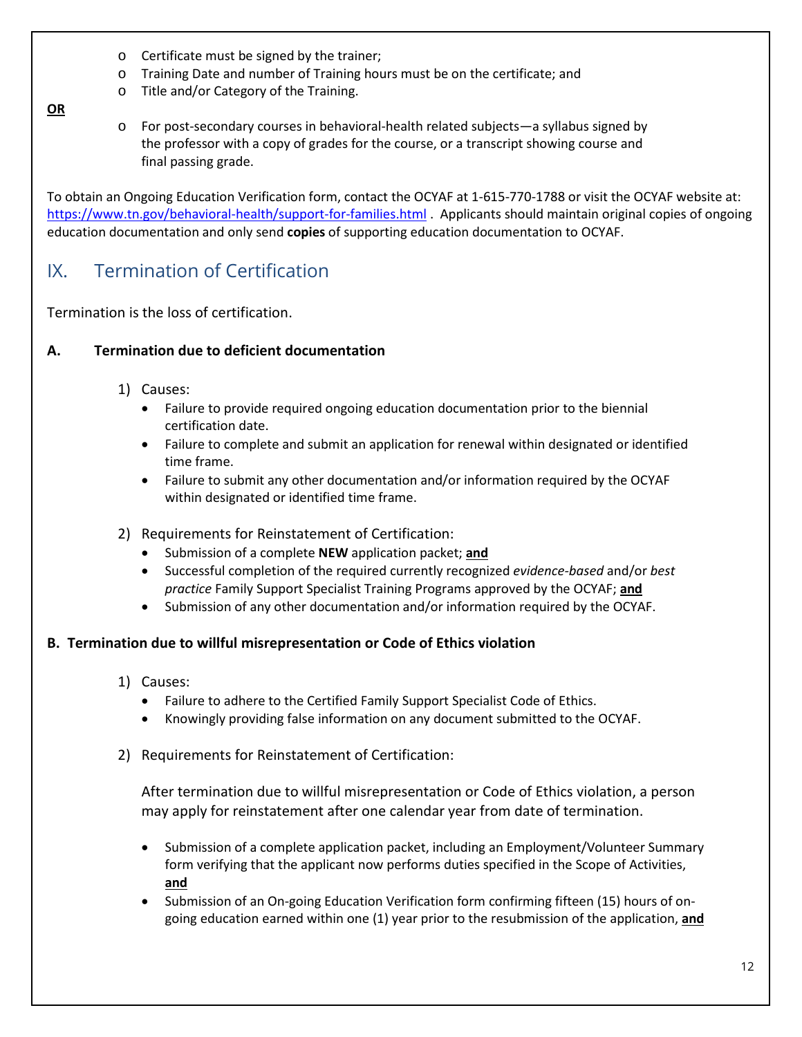- Certificate must be signed by the trainer;
- Training Date and number of Training hours must be on the certificate; and
- Title and/or Category of the Training.

**OR**

- For post-secondary courses in behavioral-health related subjects—a syllabus signed by the professor with a copy of grades for the course, or a transcript showing course and final passing grade.

To obtain an Ongoing Education Verification form, contact the OCYAF at 1-615-770-1788 or visit the OCYAF website at: https://www.tn.gov/behavioral-health/support-for-families.html . Applicants should maintain original copies of ongoing education documentation and only send **copies** of supporting education documentation to OCYAF.

# IX. Termination of Certification

Termination is the loss of certification.

### A. Termination due to deficient documentation

1) Causes:
   - Failure to provide required ongoing education documentation prior to the biennial certification date.
   - Failure to complete and submit an application for renewal within designated or identified time frame.
   - Failure to submit any other documentation and/or information required by the OCYAF within designated or identified time frame.

2) Requirements for Reinstatement of Certification:
   - Submission of a complete **NEW** application packet; **and**
   - Successful completion of the required currently recognized *evidence-based* and/or *best practice* Family Support Specialist Training Programs approved by the OCYAF; **and**
   - Submission of any other documentation and/or information required by the OCYAF.

### B. Termination due to willful misrepresentation or Code of Ethics violation

1) Causes:
   - Failure to adhere to the Certified Family Support Specialist Code of Ethics.
   - Knowingly providing false information on any document submitted to the OCYAF.

2) Requirements for Reinstatement of Certification:

   After termination due to willful misrepresentation or Code of Ethics violation, a person may apply for reinstatement after one calendar year from date of termination.

   - Submission of a complete application packet, including an Employment/Volunteer Summary form verifying that the applicant now performs duties specified in the Scope of Activities, **and**
   - Submission of an On-going Education Verification form confirming fifteen (15) hours of on-going education earned within one (1) year prior to the resubmission of the application, **and**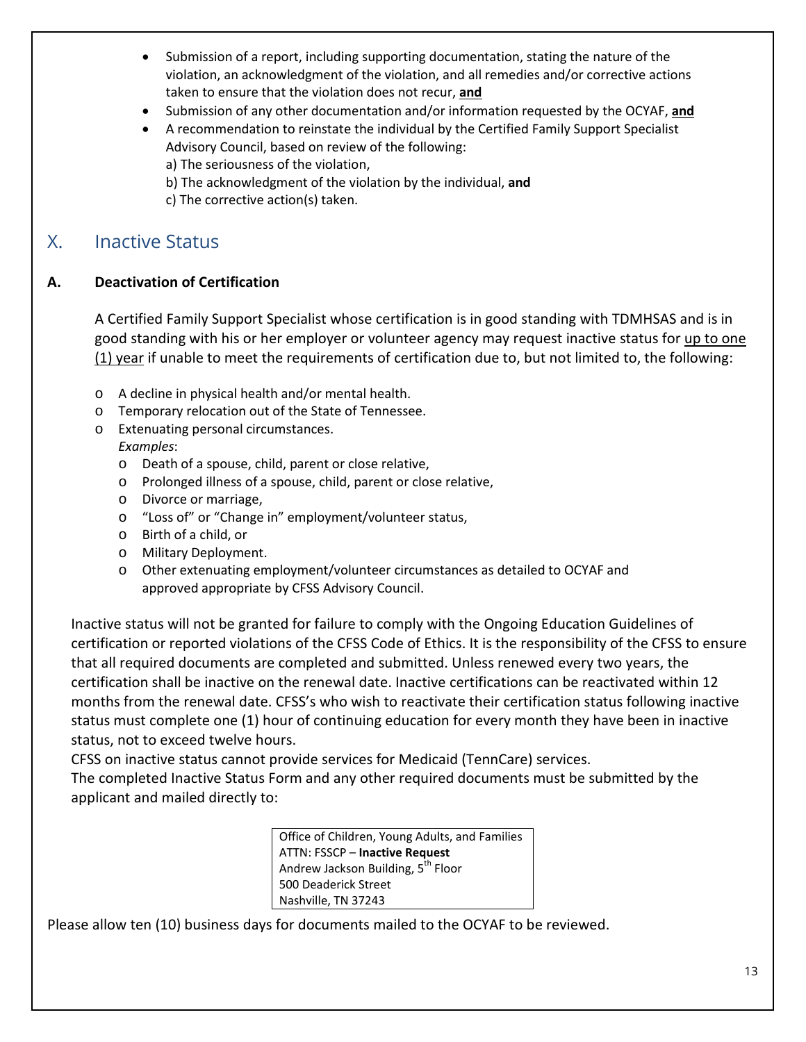- Submission of a report, including supporting documentation, stating the nature of the violation, an acknowledgment of the violation, and all remedies and/or corrective actions taken to ensure that the violation does not recur, **and**
- Submission of any other documentation and/or information requested by the OCYAF, **and**
- A recommendation to reinstate the individual by the Certified Family Support Specialist Advisory Council, based on review of the following:
  a) The seriousness of the violation,
  b) The acknowledgment of the violation by the individual, **and**
  c) The corrective action(s) taken.

## X. Inactive Status

### A. Deactivation of Certification

A Certified Family Support Specialist whose certification is in good standing with TDMHSAS and is in good standing with his or her employer or volunteer agency may request inactive status for up to one (1) year if unable to meet the requirements of certification due to, but not limited to, the following:

- A decline in physical health and/or mental health.
- Temporary relocation out of the State of Tennessee.
- Extenuating personal circumstances.
  *Examples*:
  - Death of a spouse, child, parent or close relative,
  - Prolonged illness of a spouse, child, parent or close relative,
  - Divorce or marriage,
  - "Loss of" or "Change in" employment/volunteer status,
  - Birth of a child, or
  - Military Deployment.
  - Other extenuating employment/volunteer circumstances as detailed to OCYAF and approved appropriate by CFSS Advisory Council.

Inactive status will not be granted for failure to comply with the Ongoing Education Guidelines of certification or reported violations of the CFSS Code of Ethics. It is the responsibility of the CFSS to ensure that all required documents are completed and submitted. Unless renewed every two years, the certification shall be inactive on the renewal date. Inactive certifications can be reactivated within 12 months from the renewal date. CFSS's who wish to reactivate their certification status following inactive status must complete one (1) hour of continuing education for every month they have been in inactive status, not to exceed twelve hours.

CFSS on inactive status cannot provide services for Medicaid (TennCare) services.

The completed Inactive Status Form and any other required documents must be submitted by the applicant and mailed directly to:

Office of Children, Young Adults, and Families
ATTN: FSSCP – **Inactive Request**
Andrew Jackson Building, 5th Floor
500 Deaderick Street
Nashville, TN 37243

Please allow ten (10) business days for documents mailed to the OCYAF to be reviewed.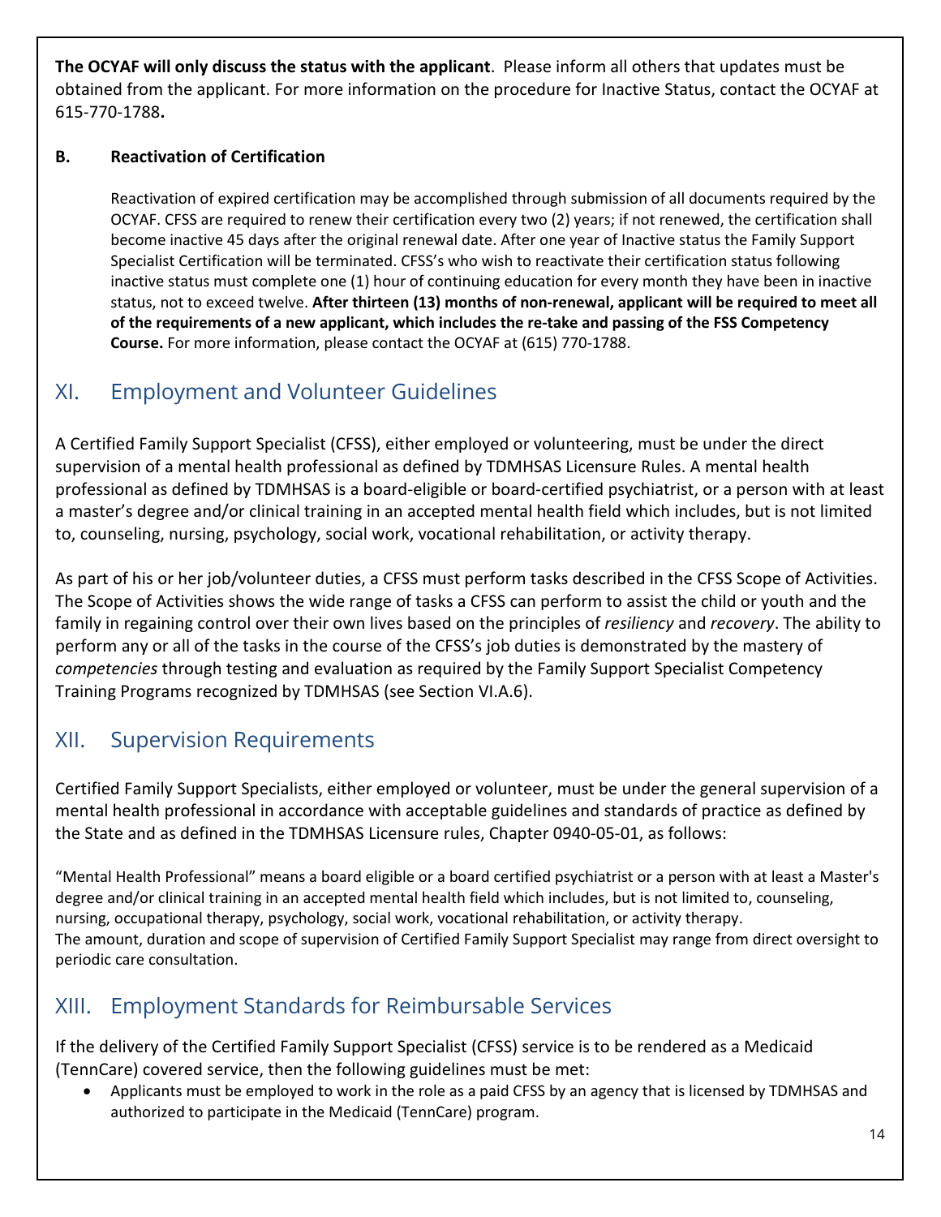**The OCYAF will only discuss the status with the applicant**. Please inform all others that updates must be obtained from the applicant. For more information on the procedure for Inactive Status, contact the OCYAF at 615-770-1788**.**

### B. Reactivation of Certification

Reactivation of expired certification may be accomplished through submission of all documents required by the OCYAF. CFSS are required to renew their certification every two (2) years; if not renewed, the certification shall become inactive 45 days after the original renewal date. After one year of Inactive status the Family Support Specialist Certification will be terminated. CFSS's who wish to reactivate their certification status following inactive status must complete one (1) hour of continuing education for every month they have been in inactive status, not to exceed twelve. **After thirteen (13) months of non-renewal, applicant will be required to meet all of the requirements of a new applicant, which includes the re-take and passing of the FSS Competency Course.** For more information, please contact the OCYAF at (615) 770-1788.

## XI. Employment and Volunteer Guidelines

A Certified Family Support Specialist (CFSS), either employed or volunteering, must be under the direct supervision of a mental health professional as defined by TDMHSAS Licensure Rules. A mental health professional as defined by TDMHSAS is a board-eligible or board-certified psychiatrist, or a person with at least a master's degree and/or clinical training in an accepted mental health field which includes, but is not limited to, counseling, nursing, psychology, social work, vocational rehabilitation, or activity therapy.

As part of his or her job/volunteer duties, a CFSS must perform tasks described in the CFSS Scope of Activities. The Scope of Activities shows the wide range of tasks a CFSS can perform to assist the child or youth and the family in regaining control over their own lives based on the principles of *resiliency* and *recovery*. The ability to perform any or all of the tasks in the course of the CFSS's job duties is demonstrated by the mastery of *competencies* through testing and evaluation as required by the Family Support Specialist Competency Training Programs recognized by TDMHSAS (see Section VI.A.6).

## XII. Supervision Requirements

Certified Family Support Specialists, either employed or volunteer, must be under the general supervision of a mental health professional in accordance with acceptable guidelines and standards of practice as defined by the State and as defined in the TDMHSAS Licensure rules, Chapter 0940-05-01, as follows:

"Mental Health Professional" means a board eligible or a board certified psychiatrist or a person with at least a Master's degree and/or clinical training in an accepted mental health field which includes, but is not limited to, counseling, nursing, occupational therapy, psychology, social work, vocational rehabilitation, or activity therapy.
The amount, duration and scope of supervision of Certified Family Support Specialist may range from direct oversight to periodic care consultation.

## XIII. Employment Standards for Reimbursable Services

If the delivery of the Certified Family Support Specialist (CFSS) service is to be rendered as a Medicaid (TennCare) covered service, then the following guidelines must be met:

- Applicants must be employed to work in the role as a paid CFSS by an agency that is licensed by TDMHSAS and authorized to participate in the Medicaid (TennCare) program.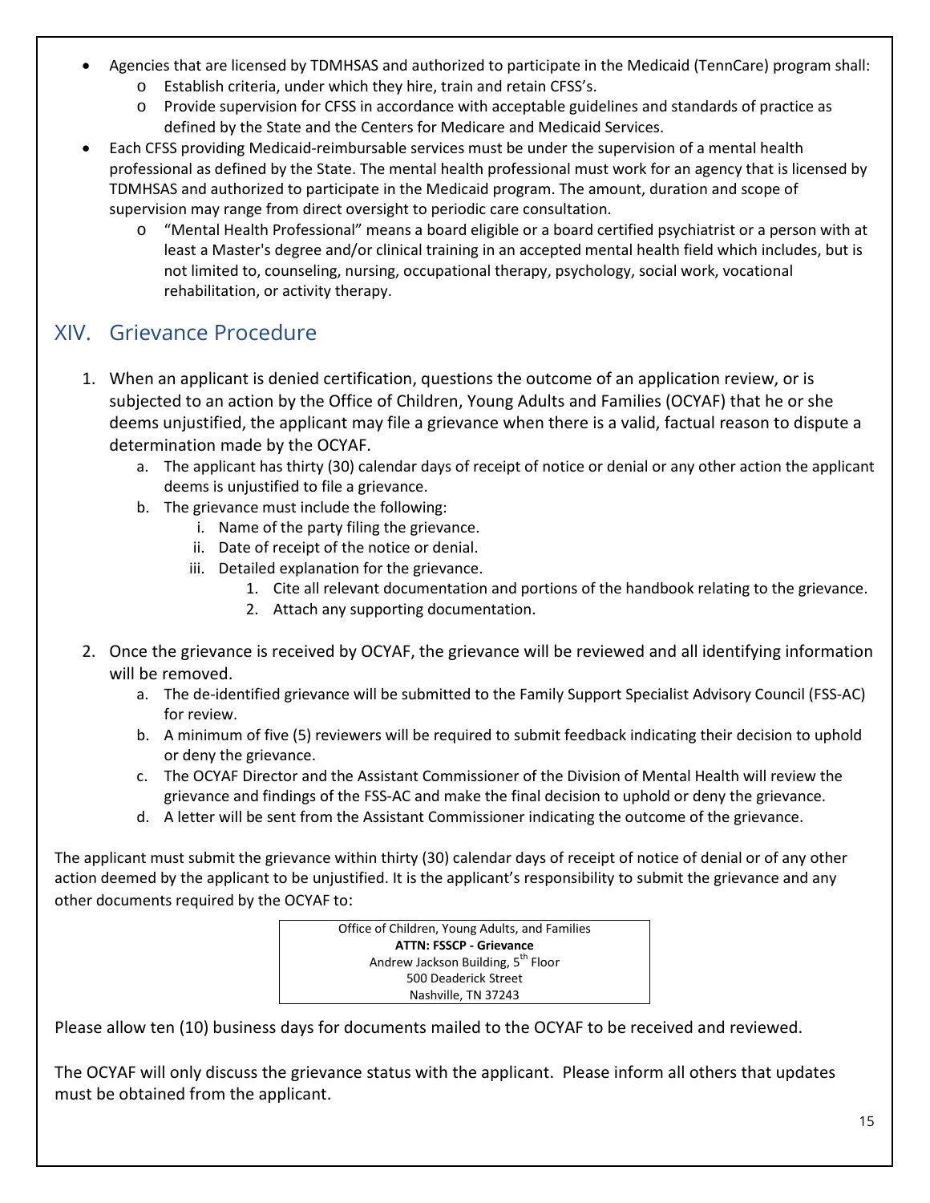- Agencies that are licensed by TDMHSAS and authorized to participate in the Medicaid (TennCare) program shall:
  - Establish criteria, under which they hire, train and retain CFSS's.
  - Provide supervision for CFSS in accordance with acceptable guidelines and standards of practice as defined by the State and the Centers for Medicare and Medicaid Services.
- Each CFSS providing Medicaid-reimbursable services must be under the supervision of a mental health professional as defined by the State. The mental health professional must work for an agency that is licensed by TDMHSAS and authorized to participate in the Medicaid program. The amount, duration and scope of supervision may range from direct oversight to periodic care consultation.
  - "Mental Health Professional" means a board eligible or a board certified psychiatrist or a person with at least a Master's degree and/or clinical training in an accepted mental health field which includes, but is not limited to, counseling, nursing, occupational therapy, psychology, social work, vocational rehabilitation, or activity therapy.

## XIV. Grievance Procedure

1. When an applicant is denied certification, questions the outcome of an application review, or is subjected to an action by the Office of Children, Young Adults and Families (OCYAF) that he or she deems unjustified, the applicant may file a grievance when there is a valid, factual reason to dispute a determination made by the OCYAF.
   a. The applicant has thirty (30) calendar days of receipt of notice or denial or any other action the applicant deems is unjustified to file a grievance.
   b. The grievance must include the following:
      i. Name of the party filing the grievance.
      ii. Date of receipt of the notice or denial.
      iii. Detailed explanation for the grievance.
         1. Cite all relevant documentation and portions of the handbook relating to the grievance.
         2. Attach any supporting documentation.
2. Once the grievance is received by OCYAF, the grievance will be reviewed and all identifying information will be removed.
   a. The de-identified grievance will be submitted to the Family Support Specialist Advisory Council (FSS-AC) for review.
   b. A minimum of five (5) reviewers will be required to submit feedback indicating their decision to uphold or deny the grievance.
   c. The OCYAF Director and the Assistant Commissioner of the Division of Mental Health will review the grievance and findings of the FSS-AC and make the final decision to uphold or deny the grievance.
   d. A letter will be sent from the Assistant Commissioner indicating the outcome of the grievance.

The applicant must submit the grievance within thirty (30) calendar days of receipt of notice of denial or of any other action deemed by the applicant to be unjustified. It is the applicant's responsibility to submit the grievance and any other documents required by the OCYAF to:

| Office of Children, Young Adults, and Families |
| --- |
| **ATTN: FSSCP - Grievance** |
| Andrew Jackson Building, 5th Floor |
| 500 Deaderick Street |
| Nashville, TN 37243 |

Please allow ten (10) business days for documents mailed to the OCYAF to be received and reviewed.

The OCYAF will only discuss the grievance status with the applicant. Please inform all others that updates must be obtained from the applicant.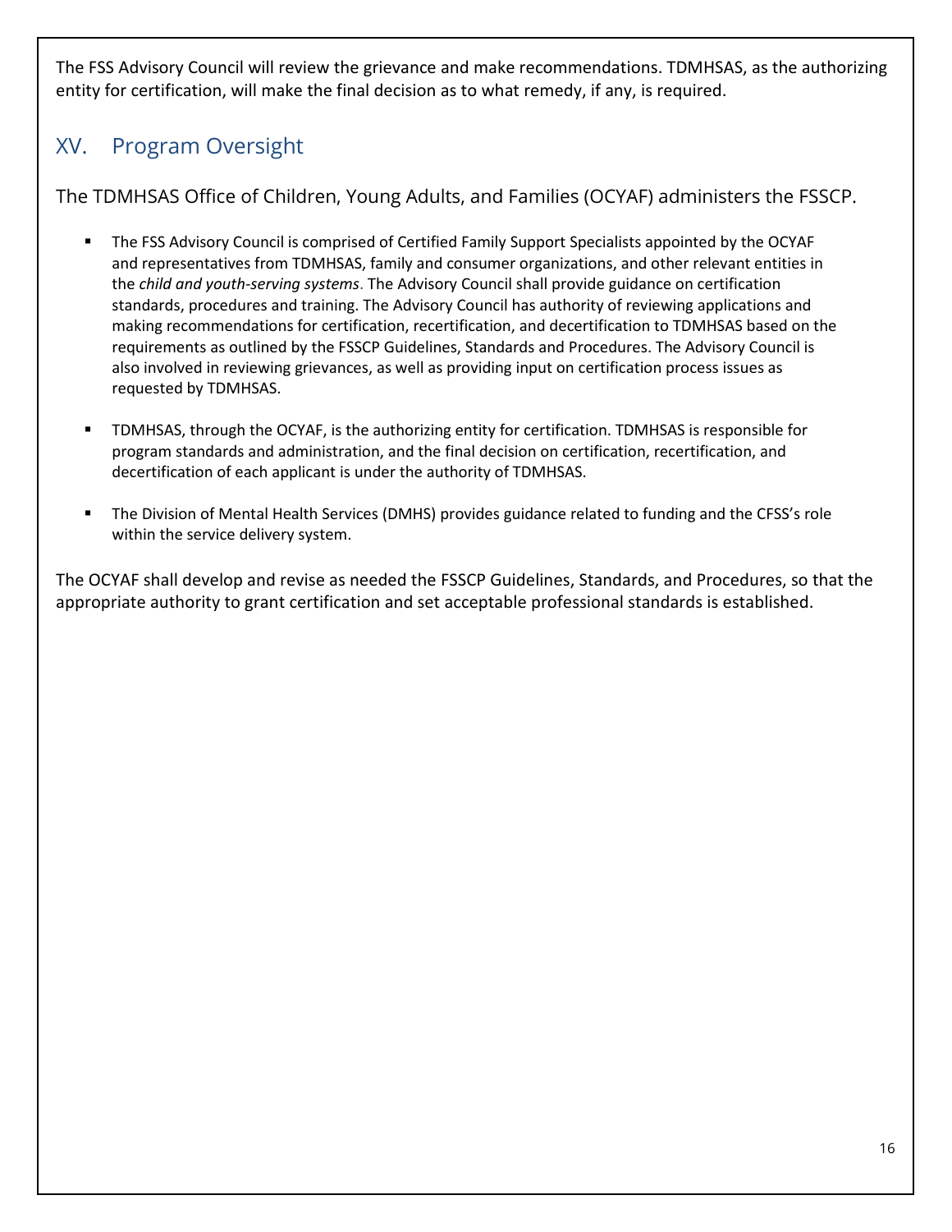The FSS Advisory Council will review the grievance and make recommendations. TDMHSAS, as the authorizing entity for certification, will make the final decision as to what remedy, if any, is required.

## XV. Program Oversight

The TDMHSAS Office of Children, Young Adults, and Families (OCYAF) administers the FSSCP.

- The FSS Advisory Council is comprised of Certified Family Support Specialists appointed by the OCYAF and representatives from TDMHSAS, family and consumer organizations, and other relevant entities in the *child and youth-serving systems*. The Advisory Council shall provide guidance on certification standards, procedures and training. The Advisory Council has authority of reviewing applications and making recommendations for certification, recertification, and decertification to TDMHSAS based on the requirements as outlined by the FSSCP Guidelines, Standards and Procedures. The Advisory Council is also involved in reviewing grievances, as well as providing input on certification process issues as requested by TDMHSAS.

- TDMHSAS, through the OCYAF, is the authorizing entity for certification. TDMHSAS is responsible for program standards and administration, and the final decision on certification, recertification, and decertification of each applicant is under the authority of TDMHSAS.

- The Division of Mental Health Services (DMHS) provides guidance related to funding and the CFSS's role within the service delivery system.

The OCYAF shall develop and revise as needed the FSSCP Guidelines, Standards, and Procedures, so that the appropriate authority to grant certification and set acceptable professional standards is established.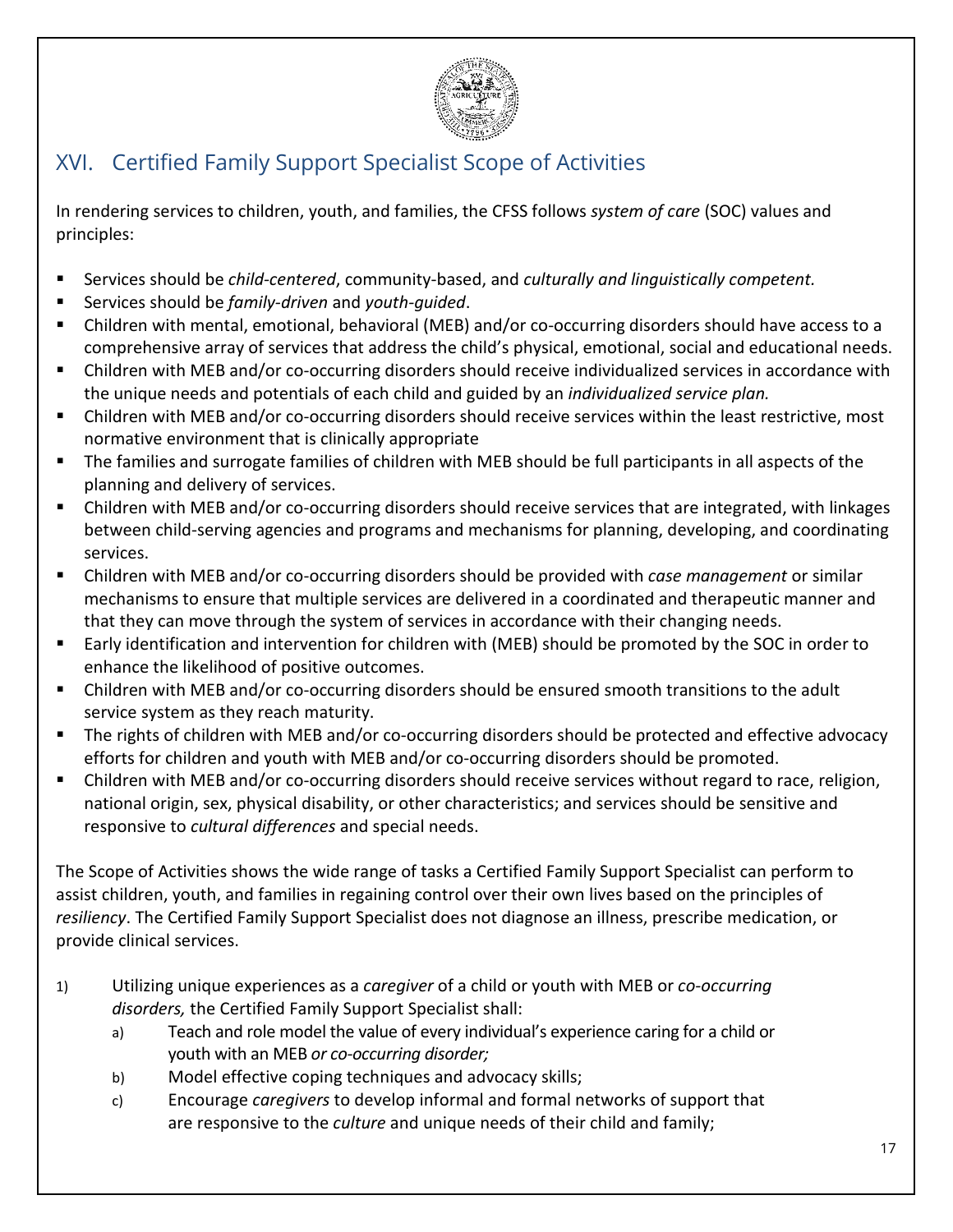## XVI. Certified Family Support Specialist Scope of Activities

In rendering services to children, youth, and families, the CFSS follows *system of care* (SOC) values and principles:

- Services should be *child-centered*, community-based, and *culturally and linguistically competent.*
- Services should be *family-driven* and *youth-guided*.
- Children with mental, emotional, behavioral (MEB) and/or co-occurring disorders should have access to a comprehensive array of services that address the child's physical, emotional, social and educational needs.
- Children with MEB and/or co-occurring disorders should receive individualized services in accordance with the unique needs and potentials of each child and guided by an *individualized service plan.*
- Children with MEB and/or co-occurring disorders should receive services within the least restrictive, most normative environment that is clinically appropriate
- The families and surrogate families of children with MEB should be full participants in all aspects of the planning and delivery of services.
- Children with MEB and/or co-occurring disorders should receive services that are integrated, with linkages between child-serving agencies and programs and mechanisms for planning, developing, and coordinating services.
- Children with MEB and/or co-occurring disorders should be provided with *case management* or similar mechanisms to ensure that multiple services are delivered in a coordinated and therapeutic manner and that they can move through the system of services in accordance with their changing needs.
- Early identification and intervention for children with (MEB) should be promoted by the SOC in order to enhance the likelihood of positive outcomes.
- Children with MEB and/or co-occurring disorders should be ensured smooth transitions to the adult service system as they reach maturity.
- The rights of children with MEB and/or co-occurring disorders should be protected and effective advocacy efforts for children and youth with MEB and/or co-occurring disorders should be promoted.
- Children with MEB and/or co-occurring disorders should receive services without regard to race, religion, national origin, sex, physical disability, or other characteristics; and services should be sensitive and responsive to *cultural differences* and special needs.

The Scope of Activities shows the wide range of tasks a Certified Family Support Specialist can perform to assist children, youth, and families in regaining control over their own lives based on the principles of *resiliency*. The Certified Family Support Specialist does not diagnose an illness, prescribe medication, or provide clinical services.

1) Utilizing unique experiences as a *caregiver* of a child or youth with MEB or *co-occurring disorders,* the Certified Family Support Specialist shall:
   a) Teach and role model the value of every individual's experience caring for a child or youth with an MEB *or co-occurring disorder;*
   b) Model effective coping techniques and advocacy skills;
   c) Encourage *caregivers* to develop informal and formal networks of support that are responsive to the *culture* and unique needs of their child and family;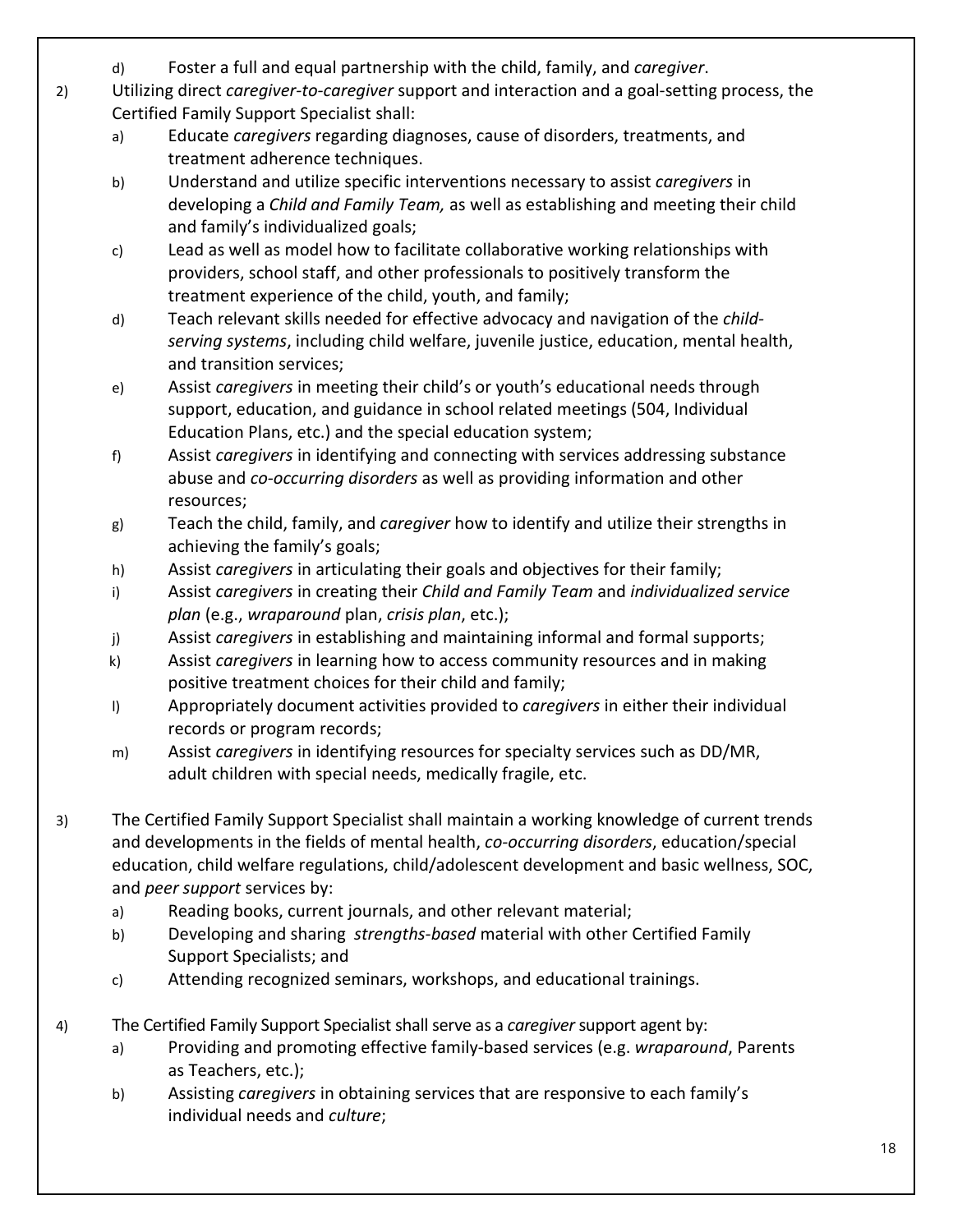d) Foster a full and equal partnership with the child, family, and *caregiver*.

2) Utilizing direct *caregiver-to-caregiver* support and interaction and a goal-setting process, the Certified Family Support Specialist shall:

   a) Educate *caregivers* regarding diagnoses, cause of disorders, treatments, and treatment adherence techniques.

   b) Understand and utilize specific interventions necessary to assist *caregivers* in developing a *Child and Family Team,* as well as establishing and meeting their child and family's individualized goals;

   c) Lead as well as model how to facilitate collaborative working relationships with providers, school staff, and other professionals to positively transform the treatment experience of the child, youth, and family;

   d) Teach relevant skills needed for effective advocacy and navigation of the *child-serving systems*, including child welfare, juvenile justice, education, mental health, and transition services;

   e) Assist *caregivers* in meeting their child's or youth's educational needs through support, education, and guidance in school related meetings (504, Individual Education Plans, etc.) and the special education system;

   f) Assist *caregivers* in identifying and connecting with services addressing substance abuse and *co-occurring disorders* as well as providing information and other resources;

   g) Teach the child, family, and *caregiver* how to identify and utilize their strengths in achieving the family's goals;

   h) Assist *caregivers* in articulating their goals and objectives for their family;

   i) Assist *caregivers* in creating their *Child and Family Team* and *individualized service plan* (e.g., *wraparound* plan, *crisis plan*, etc.);

   j) Assist *caregivers* in establishing and maintaining informal and formal supports;

   k) Assist *caregivers* in learning how to access community resources and in making positive treatment choices for their child and family;

   l) Appropriately document activities provided to *caregivers* in either their individual records or program records;

   m) Assist *caregivers* in identifying resources for specialty services such as DD/MR, adult children with special needs, medically fragile, etc.

3) The Certified Family Support Specialist shall maintain a working knowledge of current trends and developments in the fields of mental health, *co-occurring disorders*, education/special education, child welfare regulations, child/adolescent development and basic wellness, SOC, and *peer support* services by:

   a) Reading books, current journals, and other relevant material;

   b) Developing and sharing *strengths-based* material with other Certified Family Support Specialists; and

   c) Attending recognized seminars, workshops, and educational trainings.

4) The Certified Family Support Specialist shall serve as a *caregiver* support agent by:

   a) Providing and promoting effective family-based services (e.g. *wraparound*, Parents as Teachers, etc.);

   b) Assisting *caregivers* in obtaining services that are responsive to each family's individual needs and *culture*;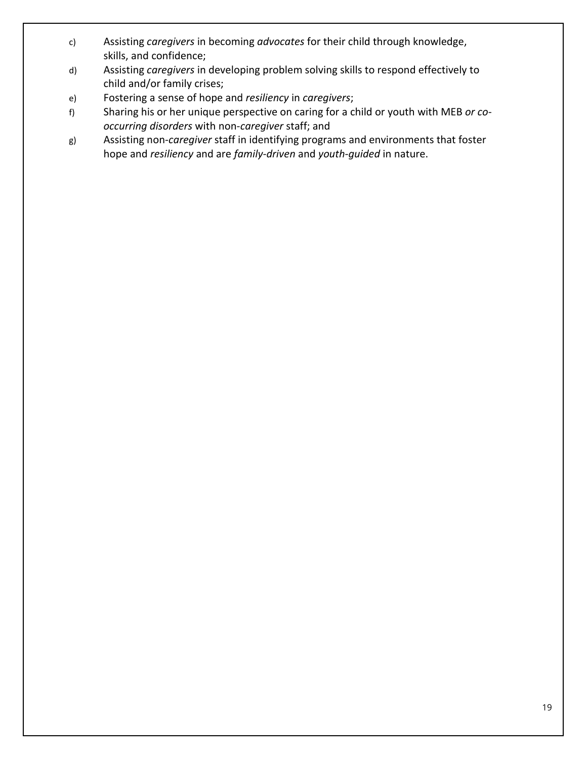c) Assisting *caregivers* in becoming *advocates* for their child through knowledge, skills, and confidence;

d) Assisting *caregivers* in developing problem solving skills to respond effectively to child and/or family crises;

e) Fostering a sense of hope and *resiliency* in *caregivers*;

f) Sharing his or her unique perspective on caring for a child or youth with MEB *or co-occurring disorders* with non-*caregiver* staff; and

g) Assisting non-*caregiver* staff in identifying programs and environments that foster hope and *resiliency* and are *family-driven* and *youth-guided* in nature.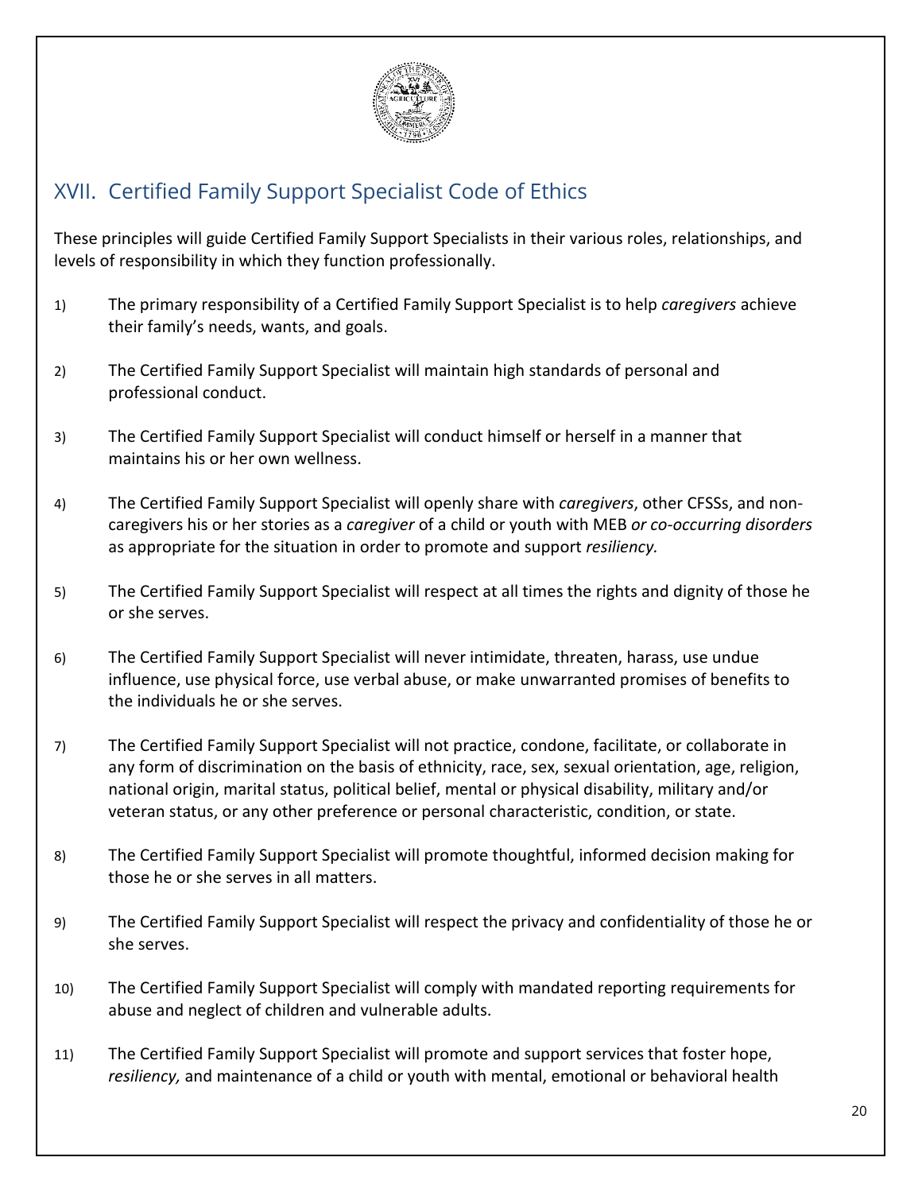## XVII. Certified Family Support Specialist Code of Ethics

These principles will guide Certified Family Support Specialists in their various roles, relationships, and levels of responsibility in which they function professionally.

1) The primary responsibility of a Certified Family Support Specialist is to help *caregivers* achieve their family's needs, wants, and goals.

2) The Certified Family Support Specialist will maintain high standards of personal and professional conduct.

3) The Certified Family Support Specialist will conduct himself or herself in a manner that maintains his or her own wellness.

4) The Certified Family Support Specialist will openly share with *caregivers*, other CFSSs, and non-caregivers his or her stories as a *caregiver* of a child or youth with MEB *or co-occurring disorders* as appropriate for the situation in order to promote and support *resiliency.*

5) The Certified Family Support Specialist will respect at all times the rights and dignity of those he or she serves.

6) The Certified Family Support Specialist will never intimidate, threaten, harass, use undue influence, use physical force, use verbal abuse, or make unwarranted promises of benefits to the individuals he or she serves.

7) The Certified Family Support Specialist will not practice, condone, facilitate, or collaborate in any form of discrimination on the basis of ethnicity, race, sex, sexual orientation, age, religion, national origin, marital status, political belief, mental or physical disability, military and/or veteran status, or any other preference or personal characteristic, condition, or state.

8) The Certified Family Support Specialist will promote thoughtful, informed decision making for those he or she serves in all matters.

9) The Certified Family Support Specialist will respect the privacy and confidentiality of those he or she serves.

10) The Certified Family Support Specialist will comply with mandated reporting requirements for abuse and neglect of children and vulnerable adults.

11) The Certified Family Support Specialist will promote and support services that foster hope, *resiliency,* and maintenance of a child or youth with mental, emotional or behavioral health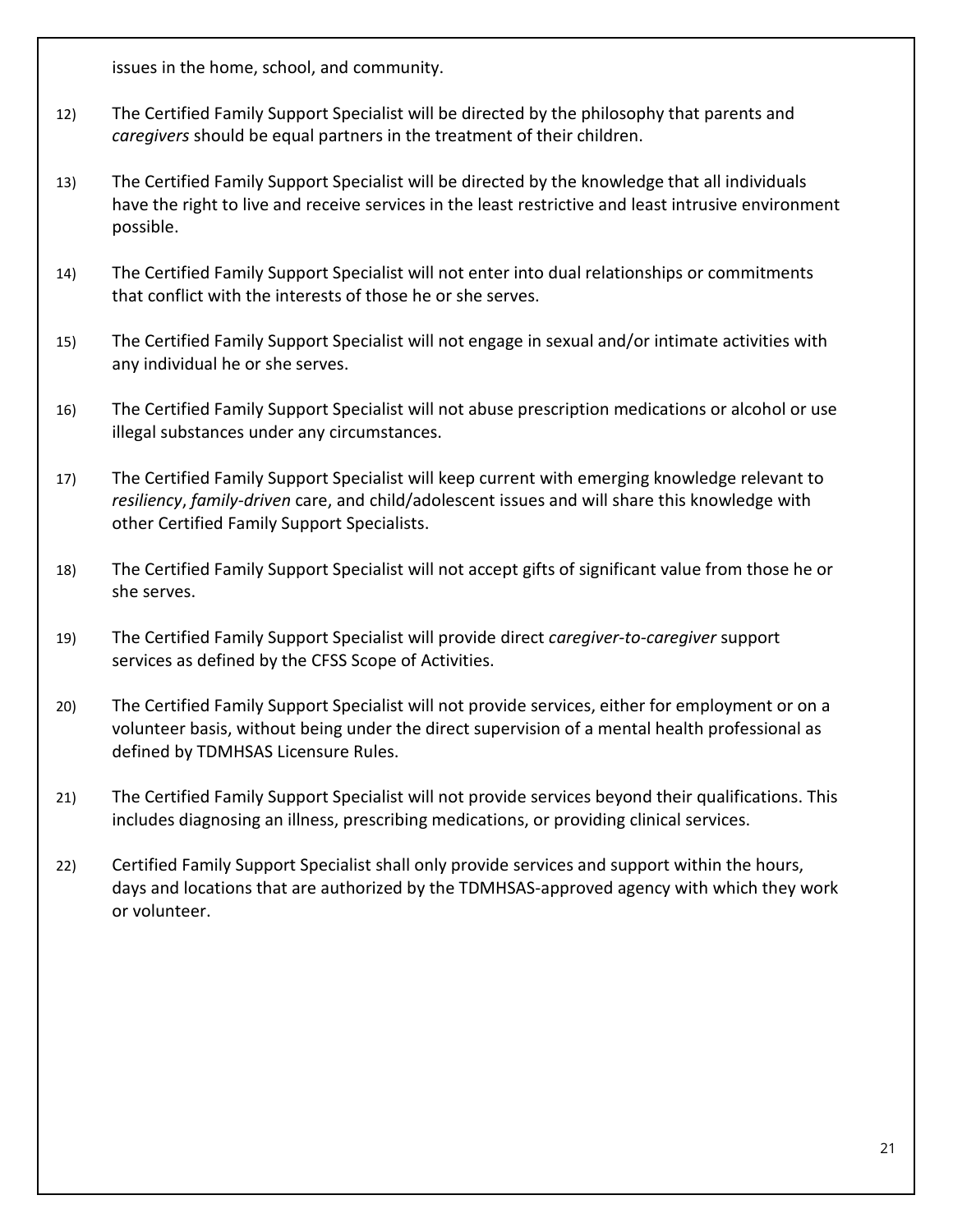issues in the home, school, and community.

12) The Certified Family Support Specialist will be directed by the philosophy that parents and *caregivers* should be equal partners in the treatment of their children.

13) The Certified Family Support Specialist will be directed by the knowledge that all individuals have the right to live and receive services in the least restrictive and least intrusive environment possible.

14) The Certified Family Support Specialist will not enter into dual relationships or commitments that conflict with the interests of those he or she serves.

15) The Certified Family Support Specialist will not engage in sexual and/or intimate activities with any individual he or she serves.

16) The Certified Family Support Specialist will not abuse prescription medications or alcohol or use illegal substances under any circumstances.

17) The Certified Family Support Specialist will keep current with emerging knowledge relevant to *resiliency*, *family-driven* care, and child/adolescent issues and will share this knowledge with other Certified Family Support Specialists.

18) The Certified Family Support Specialist will not accept gifts of significant value from those he or she serves.

19) The Certified Family Support Specialist will provide direct *caregiver-to-caregiver* support services as defined by the CFSS Scope of Activities.

20) The Certified Family Support Specialist will not provide services, either for employment or on a volunteer basis, without being under the direct supervision of a mental health professional as defined by TDMHSAS Licensure Rules.

21) The Certified Family Support Specialist will not provide services beyond their qualifications. This includes diagnosing an illness, prescribing medications, or providing clinical services.

22) Certified Family Support Specialist shall only provide services and support within the hours, days and locations that are authorized by the TDMHSAS-approved agency with which they work or volunteer.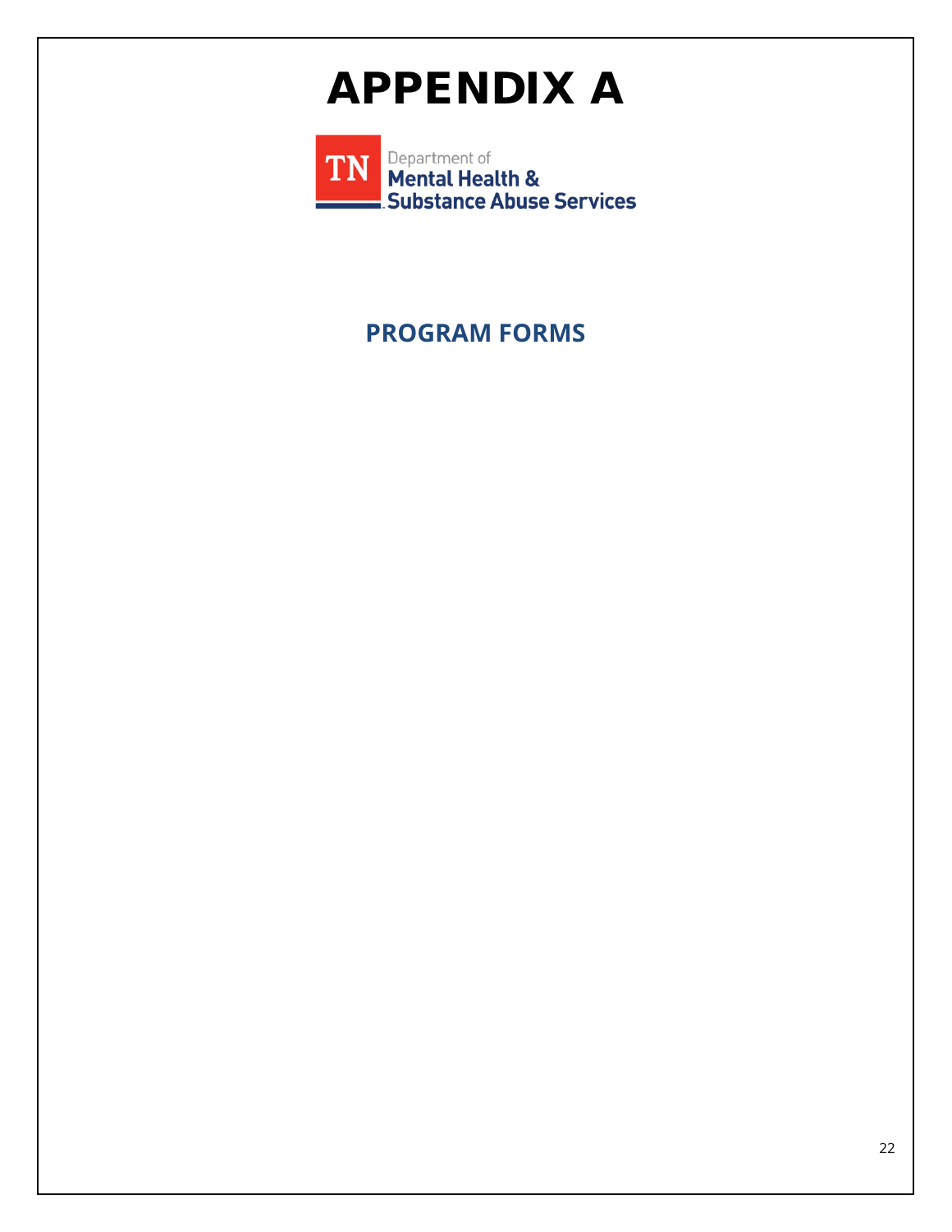# APPENDIX A

TN Department of Mental Health & Substance Abuse Services

## PROGRAM FORMS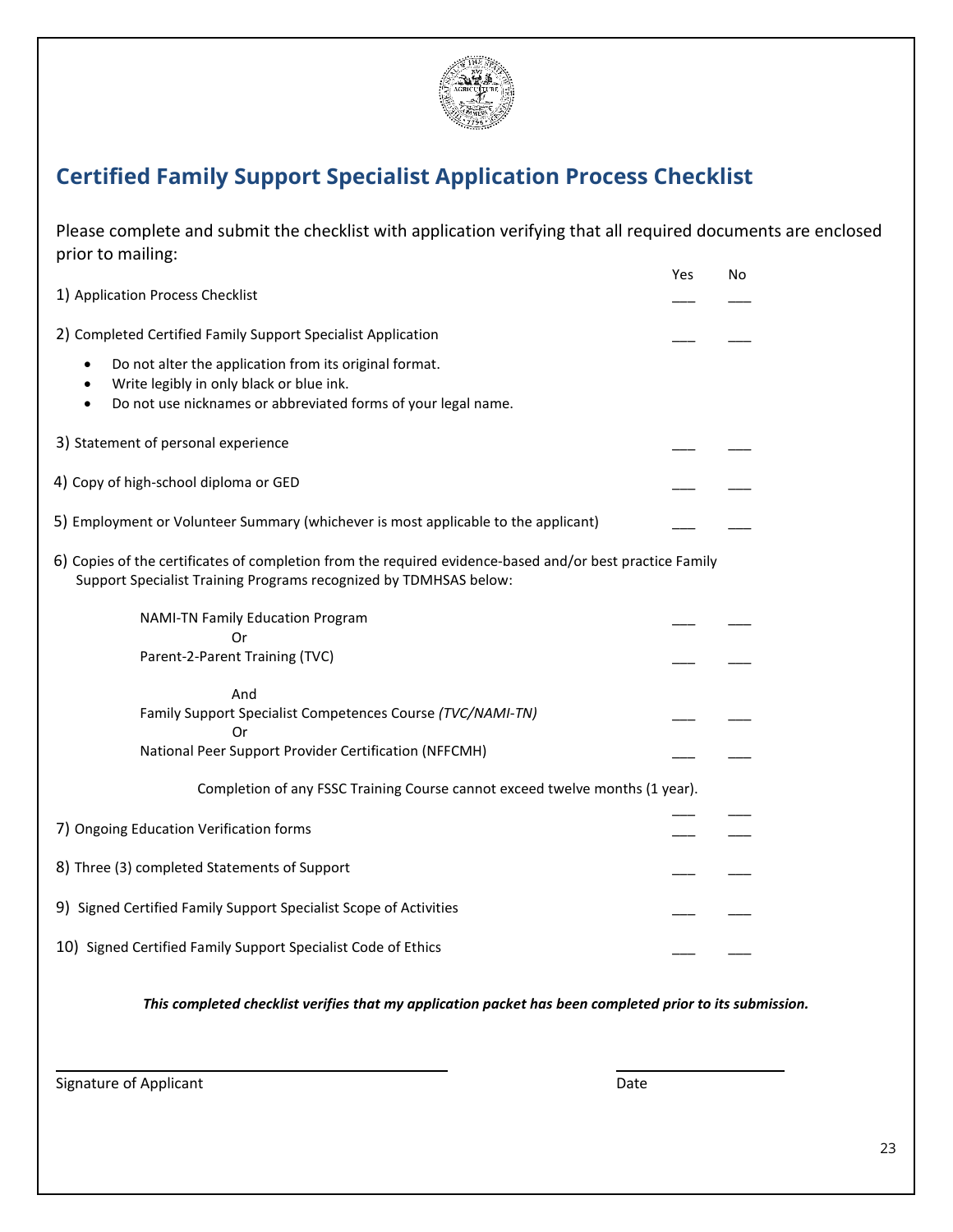# Certified Family Support Specialist Application Process Checklist

Please complete and submit the checklist with application verifying that all required documents are enclosed prior to mailing:

| | Yes | No |
|---|---|---|
| 1) Application Process Checklist | ___ | ___ |
| 2) Completed Certified Family Support Specialist Application | ___ | ___ |

- Do not alter the application from its original format.
- Write legibly in only black or blue ink.
- Do not use nicknames or abbreviated forms of your legal name.

| | Yes | No |
|---|---|---|
| 3) Statement of personal experience | ___ | ___ |
| 4) Copy of high-school diploma or GED | ___ | ___ |
| 5) Employment or Volunteer Summary (whichever is most applicable to the applicant) | ___ | ___ |

6) Copies of the certificates of completion from the required evidence-based and/or best practice Family Support Specialist Training Programs recognized by TDMHSAS below:

| | Yes | No |
|---|---|---|
| NAMI-TN Family Education Program | ___ | ___ |
| Or | | |
| Parent-2-Parent Training (TVC) | ___ | ___ |
| And | | |
| Family Support Specialist Competences Course *(TVC/NAMI-TN)* | ___ | ___ |
| Or | | |
| National Peer Support Provider Certification (NFFCMH) | ___ | ___ |

Completion of any FSSC Training Course cannot exceed twelve months (1 year).

| | Yes | No |
|---|---|---|
| | ___ | ___ |
| 7) Ongoing Education Verification forms | ___ | ___ |
| 8) Three (3) completed Statements of Support | ___ | ___ |
| 9) Signed Certified Family Support Specialist Scope of Activities | ___ | ___ |
| 10) Signed Certified Family Support Specialist Code of Ethics | ___ | ___ |

***This completed checklist verifies that my application packet has been completed prior to its submission.***

_______________________________________ Signature of Applicant

____________________ Date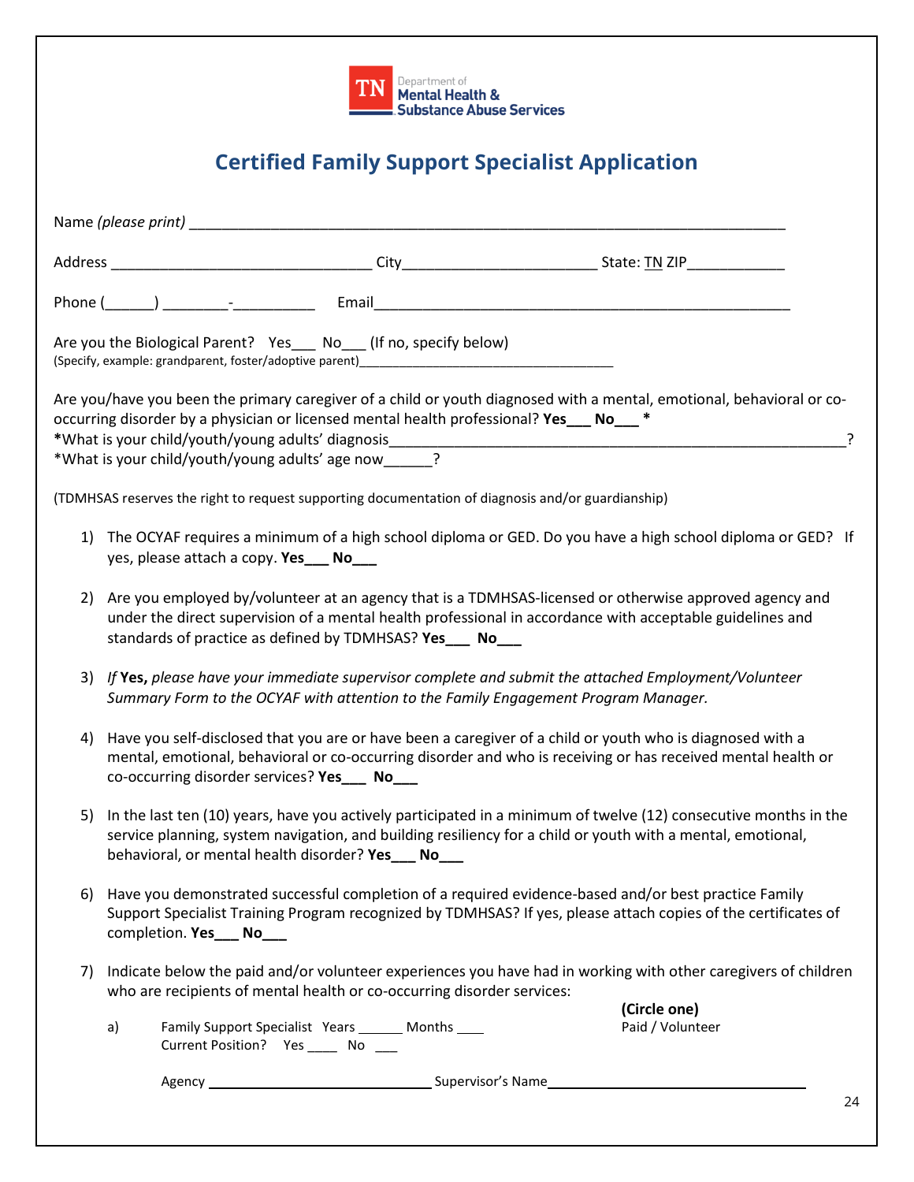TN Department of Mental Health & Substance Abuse Services

# Certified Family Support Specialist Application

Name *(please print)* ___________________________________________________________________________

Address ________________________________ City_______________________ State: TN ZIP____________

Phone (______) ________-__________ Email____________________________________________________

Are you the Biological Parent? Yes___ No___ (If no, specify below)
(Specify, example: grandparent, foster/adoptive parent)__________________________________

Are you/have you been the primary caregiver of a child or youth diagnosed with a mental, emotional, behavioral or co-occurring disorder by a physician or licensed mental health professional? **Yes___ No___ \***
**\***What is your child/youth/young adults' diagnosis__________________________________________________________?
\*What is your child/youth/young adults' age now______?

(TDMHSAS reserves the right to request supporting documentation of diagnosis and/or guardianship)

1) The OCYAF requires a minimum of a high school diploma or GED. Do you have a high school diploma or GED? If yes, please attach a copy. **Yes___ No___**

2) Are you employed by/volunteer at an agency that is a TDMHSAS-licensed or otherwise approved agency and under the direct supervision of a mental health professional in accordance with acceptable guidelines and standards of practice as defined by TDMHSAS? **Yes___ No___**

3) *If* **Yes,** *please have your immediate supervisor complete and submit the attached Employment/Volunteer Summary Form to the OCYAF with attention to the Family Engagement Program Manager.*

4) Have you self-disclosed that you are or have been a caregiver of a child or youth who is diagnosed with a mental, emotional, behavioral or co-occurring disorder and who is receiving or has received mental health or co-occurring disorder services? **Yes___ No___**

5) In the last ten (10) years, have you actively participated in a minimum of twelve (12) consecutive months in the service planning, system navigation, and building resiliency for a child or youth with a mental, emotional, behavioral, or mental health disorder? **Yes___ No___**

6) Have you demonstrated successful completion of a required evidence-based and/or best practice Family Support Specialist Training Program recognized by TDMHSAS? If yes, please attach copies of the certificates of completion. **Yes___ No___**

7) Indicate below the paid and/or volunteer experiences you have had in working with other caregivers of children who are recipients of mental health or co-occurring disorder services:

   a) Family Support Specialist Years ______ Months ____ **(Circle one)** Paid / Volunteer
   Current Position? Yes ____ No ___

   Agency ______________________________ Supervisor's Name ___________________________________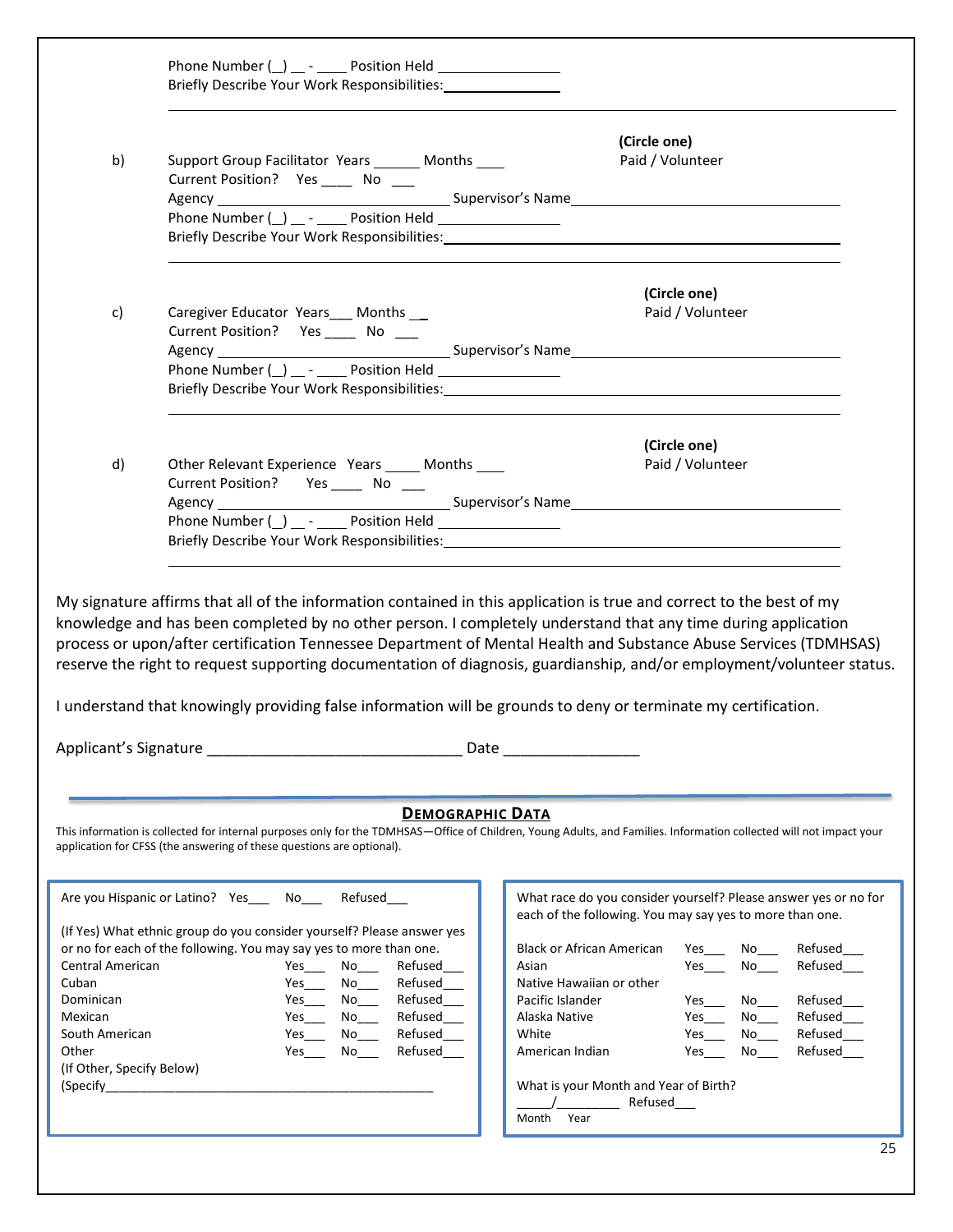Phone Number (_) __ - ____ Position Held ________________
Briefly Describe Your Work Responsibilities: ________________

________________________________________________________________

b) Support Group Facilitator Years ______ Months ____ (Circle one) Paid / Volunteer
Current Position? Yes ____ No ___
Agency ______________________________ Supervisor's Name ______________________________
Phone Number (_) __ - ____ Position Held ________________
Briefly Describe Your Work Responsibilities: ______________________________

________________________________________________________________

c) Caregiver Educator Years___ Months __ (Circle one) Paid / Volunteer
Current Position? Yes ____ No ___
Agency ______________________________ Supervisor's Name ______________________________
Phone Number (_) __ - ____ Position Held ________________
Briefly Describe Your Work Responsibilities: ______________________________

________________________________________________________________

d) Other Relevant Experience Years ____ Months ____ (Circle one) Paid / Volunteer
Current Position? Yes ____ No ___
Agency ______________________________ Supervisor's Name ______________________________
Phone Number (_) __ - ____ Position Held ________________
Briefly Describe Your Work Responsibilities: ______________________________

________________________________________________________________

My signature affirms that all of the information contained in this application is true and correct to the best of my knowledge and has been completed by no other person. I completely understand that any time during application process or upon/after certification Tennessee Department of Mental Health and Substance Abuse Services (TDMHSAS) reserve the right to request supporting documentation of diagnosis, guardianship, and/or employment/volunteer status.

I understand that knowingly providing false information will be grounds to deny or terminate my certification.

Applicant's Signature ______________________________ Date ________________

## Demographic Data

This information is collected for internal purposes only for the TDMHSAS—Office of Children, Young Adults, and Families. Information collected will not impact your application for CFSS (the answering of these questions are optional).

Are you Hispanic or Latino? Yes___ No___ Refused___

(If Yes) What ethnic group do you consider yourself? Please answer yes or no for each of the following. You may say yes to more than one.

| | | | |
|---|---|---|---|
| Central American | Yes___ | No___ | Refused___ |
| Cuban | Yes___ | No___ | Refused___ |
| Dominican | Yes___ | No___ | Refused___ |
| Mexican | Yes___ | No___ | Refused___ |
| South American | Yes___ | No___ | Refused___ |
| Other | Yes___ | No___ | Refused___ |

(If Other, Specify Below)
(Specify______________________________________________

What race do you consider yourself? Please answer yes or no for each of the following. You may say yes to more than one.

| | | | |
|---|---|---|---|
| Black or African American | Yes___ | No___ | Refused___ |
| Asian | Yes___ | No___ | Refused___ |
| Native Hawaiian or other Pacific Islander | Yes___ | No___ | Refused___ |
| Alaska Native | Yes___ | No___ | Refused___ |
| White | Yes___ | No___ | Refused___ |
| American Indian | Yes___ | No___ | Refused___ |

What is your Month and Year of Birth?
_____/_________ Refused___
Month Year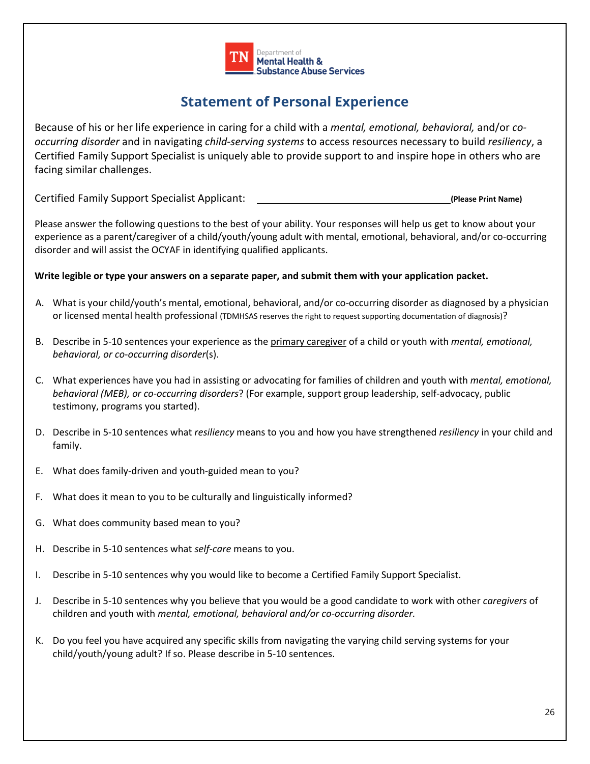TN Department of Mental Health & Substance Abuse Services

# Statement of Personal Experience

Because of his or her life experience in caring for a child with a *mental, emotional, behavioral,* and/or *co-occurring disorder* and in navigating *child-serving systems* to access resources necessary to build *resiliency*, a Certified Family Support Specialist is uniquely able to provide support to and inspire hope in others who are facing similar challenges.

Certified Family Support Specialist Applicant: ______________________________ **(Please Print Name)**

Please answer the following questions to the best of your ability. Your responses will help us get to know about your experience as a parent/caregiver of a child/youth/young adult with mental, emotional, behavioral, and/or co-occurring disorder and will assist the OCYAF in identifying qualified applicants.

**Write legible or type your answers on a separate paper, and submit them with your application packet.**

A. What is your child/youth's mental, emotional, behavioral, and/or co-occurring disorder as diagnosed by a physician or licensed mental health professional (TDMHSAS reserves the right to request supporting documentation of diagnosis)?

B. Describe in 5-10 sentences your experience as the primary caregiver of a child or youth with *mental, emotional, behavioral, or co-occurring disorder*(s).

C. What experiences have you had in assisting or advocating for families of children and youth with *mental, emotional, behavioral (MEB), or co-occurring disorders*? (For example, support group leadership, self-advocacy, public testimony, programs you started).

D. Describe in 5-10 sentences what *resiliency* means to you and how you have strengthened *resiliency* in your child and family.

E. What does family-driven and youth-guided mean to you?

F. What does it mean to you to be culturally and linguistically informed?

G. What does community based mean to you?

H. Describe in 5-10 sentences what *self-care* means to you.

I. Describe in 5-10 sentences why you would like to become a Certified Family Support Specialist.

J. Describe in 5-10 sentences why you believe that you would be a good candidate to work with other *caregivers* of children and youth with *mental, emotional, behavioral and/or co-occurring disorder.*

K. Do you feel you have acquired any specific skills from navigating the varying child serving systems for your child/youth/young adult? If so. Please describe in 5-10 sentences.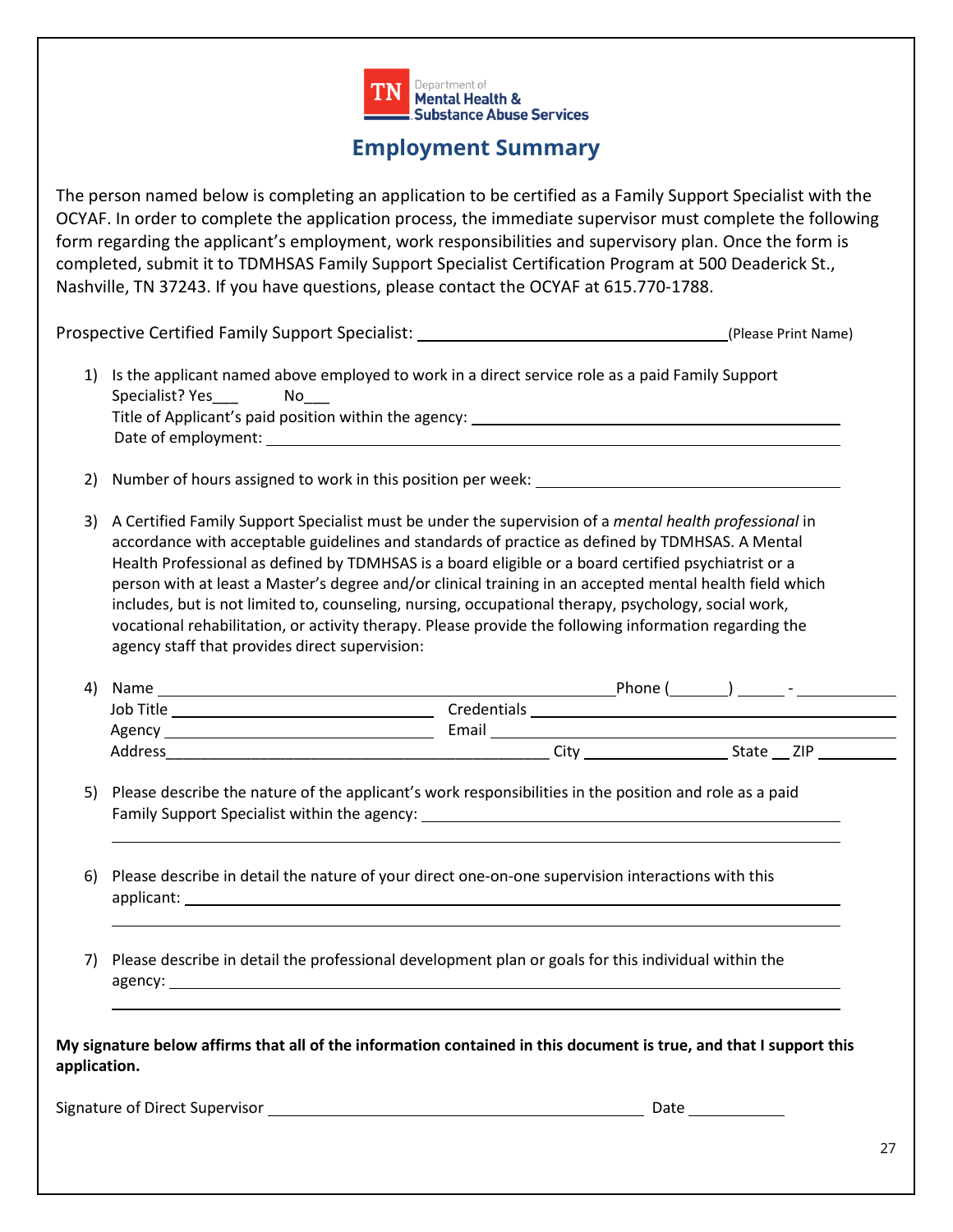Department of Mental Health & Substance Abuse Services

# Employment Summary

The person named below is completing an application to be certified as a Family Support Specialist with the OCYAF. In order to complete the application process, the immediate supervisor must complete the following form regarding the applicant's employment, work responsibilities and supervisory plan. Once the form is completed, submit it to TDMHSAS Family Support Specialist Certification Program at 500 Deaderick St., Nashville, TN 37243. If you have questions, please contact the OCYAF at 615.770-1788.

Prospective Certified Family Support Specialist: ______________________________ (Please Print Name)

1) Is the applicant named above employed to work in a direct service role as a paid Family Support Specialist? Yes___ No___
   Title of Applicant's paid position within the agency: ______________________________
   Date of employment: ______________________________

2) Number of hours assigned to work in this position per week: ______________________________

3) A Certified Family Support Specialist must be under the supervision of a *mental health professional* in accordance with acceptable guidelines and standards of practice as defined by TDMHSAS. A Mental Health Professional as defined by TDMHSAS is a board eligible or a board certified psychiatrist or a person with at least a Master's degree and/or clinical training in an accepted mental health field which includes, but is not limited to, counseling, nursing, occupational therapy, psychology, social work, vocational rehabilitation, or activity therapy. Please provide the following information regarding the agency staff that provides direct supervision:

4) Name ______________________________ Phone (_____) _____ - _______
   Job Title ______________________________ Credentials ______________________________
   Agency ______________________________ Email ______________________________
   Address ______________________________ City ______________ State ___ ZIP ________

5) Please describe the nature of the applicant's work responsibilities in the position and role as a paid Family Support Specialist within the agency: ______________________________

6) Please describe in detail the nature of your direct one-on-one supervision interactions with this applicant: ______________________________

7) Please describe in detail the professional development plan or goals for this individual within the agency: ______________________________

**My signature below affirms that all of the information contained in this document is true, and that I support this application.**

Signature of Direct Supervisor ______________________________ Date __________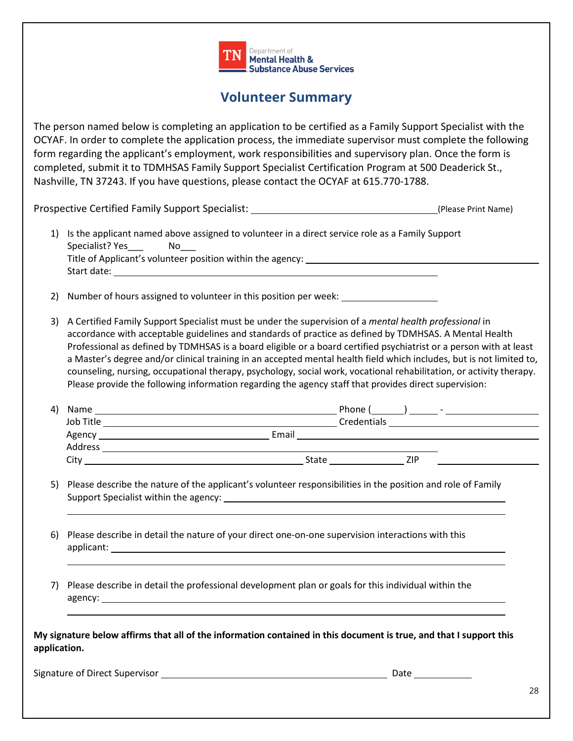Department of Mental Health & Substance Abuse Services

# Volunteer Summary

The person named below is completing an application to be certified as a Family Support Specialist with the OCYAF. In order to complete the application process, the immediate supervisor must complete the following form regarding the applicant's employment, work responsibilities and supervisory plan. Once the form is completed, submit it to TDMHSAS Family Support Specialist Certification Program at 500 Deaderick St., Nashville, TN 37243. If you have questions, please contact the OCYAF at 615.770-1788.

Prospective Certified Family Support Specialist: ______________________________ (Please Print Name)

1) Is the applicant named above assigned to volunteer in a direct service role as a Family Support Specialist? Yes___ No___
   Title of Applicant's volunteer position within the agency: ______________________________
   Start date: ______________________________

2) Number of hours assigned to volunteer in this position per week: ______________

3) A Certified Family Support Specialist must be under the supervision of a *mental health professional* in accordance with acceptable guidelines and standards of practice as defined by TDMHSAS. A Mental Health Professional as defined by TDMHSAS is a board eligible or a board certified psychiatrist or a person with at least a Master's degree and/or clinical training in an accepted mental health field which includes, but is not limited to, counseling, nursing, occupational therapy, psychology, social work, vocational rehabilitation, or activity therapy. Please provide the following information regarding the agency staff that provides direct supervision:

4) Name ______________________________ Phone (_____) _____ - __________
   Job Title ______________________________ Credentials ______________________________
   Agency ______________________________ Email ______________________________
   Address ______________________________
   City ______________________________ State __________ ZIP __________

5) Please describe the nature of the applicant's volunteer responsibilities in the position and role of Family Support Specialist within the agency: ______________________________

6) Please describe in detail the nature of your direct one-on-one supervision interactions with this applicant: ______________________________

7) Please describe in detail the professional development plan or goals for this individual within the agency: ______________________________

**My signature below affirms that all of the information contained in this document is true, and that I support this application.**

Signature of Direct Supervisor ______________________________ Date __________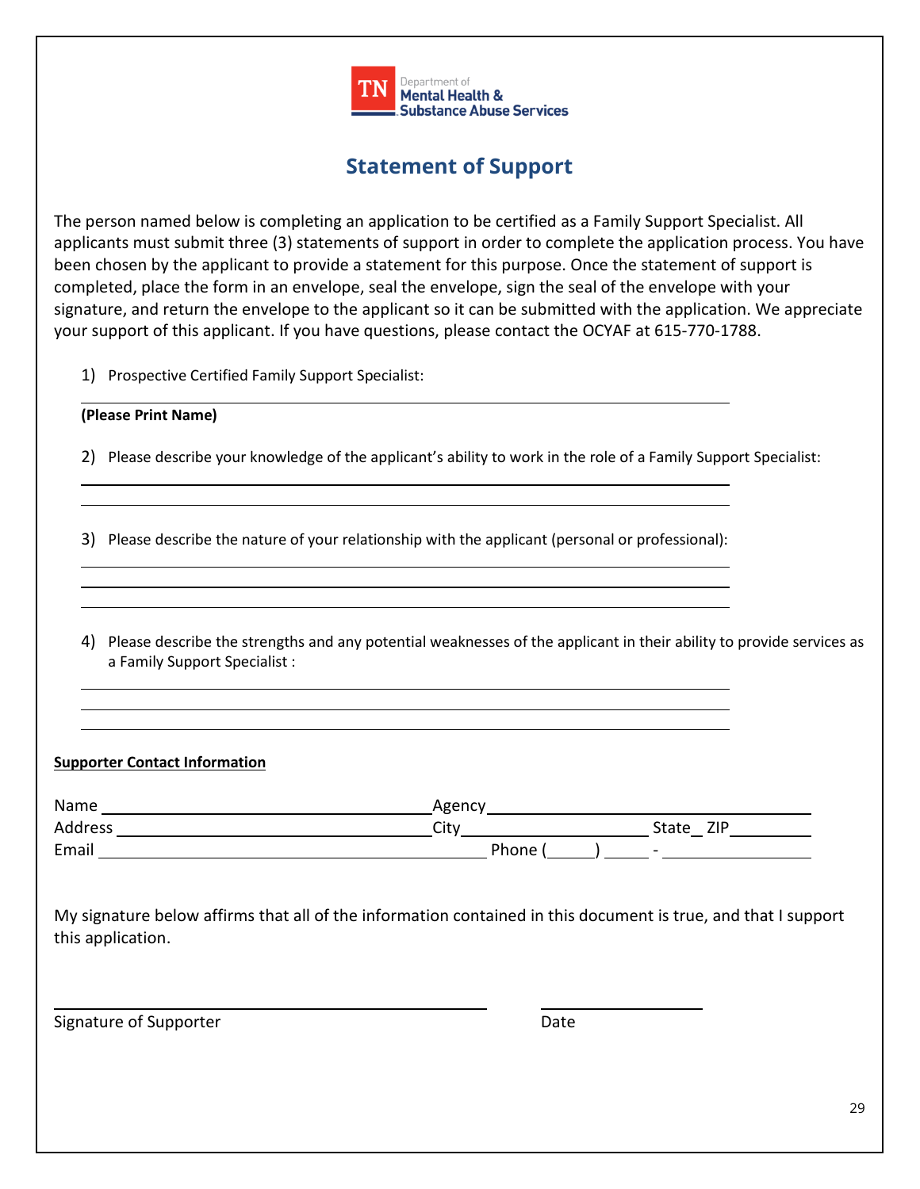TN Department of Mental Health & Substance Abuse Services

# Statement of Support

The person named below is completing an application to be certified as a Family Support Specialist. All applicants must submit three (3) statements of support in order to complete the application process. You have been chosen by the applicant to provide a statement for this purpose. Once the statement of support is completed, place the form in an envelope, seal the envelope, sign the seal of the envelope with your signature, and return the envelope to the applicant so it can be submitted with the application. We appreciate your support of this applicant. If you have questions, please contact the OCYAF at 615-770-1788.

1) Prospective Certified Family Support Specialist:

______________________________________________

**(Please Print Name)**

2) Please describe your knowledge of the applicant's ability to work in the role of a Family Support Specialist:

______________________________________________

______________________________________________

3) Please describe the nature of your relationship with the applicant (personal or professional):

______________________________________________

______________________________________________

______________________________________________

4) Please describe the strengths and any potential weaknesses of the applicant in their ability to provide services as a Family Support Specialist :

______________________________________________

______________________________________________

______________________________________________

**Supporter Contact Information**

Name ______________________ Agency ______________________

Address ______________________ City ______________ State __ ZIP ________

Email ______________________ Phone (_____) _____ - _________

My signature below affirms that all of the information contained in this document is true, and that I support this application.

______________________________ ______________

Signature of Supporter Date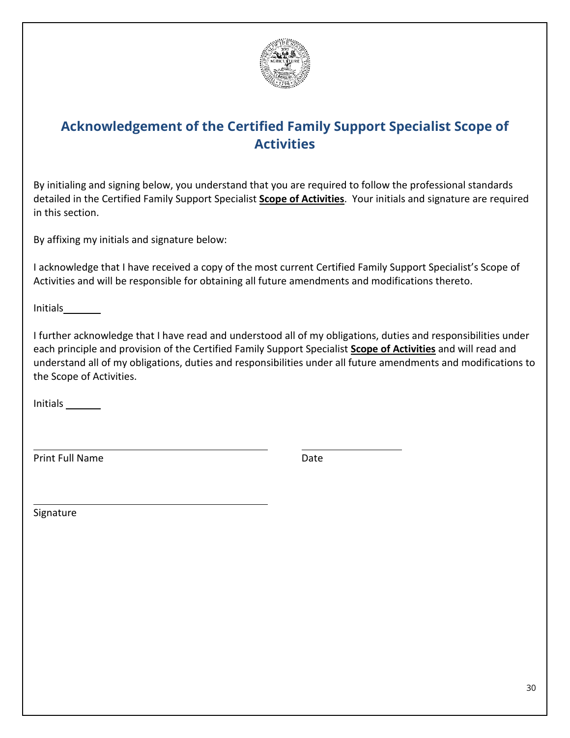# Acknowledgement of the Certified Family Support Specialist Scope of Activities

By initialing and signing below, you understand that you are required to follow the professional standards detailed in the Certified Family Support Specialist **Scope of Activities**. Your initials and signature are required in this section.

By affixing my initials and signature below:

I acknowledge that I have received a copy of the most current Certified Family Support Specialist's Scope of Activities and will be responsible for obtaining all future amendments and modifications thereto.

Initials_______

I further acknowledge that I have read and understood all of my obligations, duties and responsibilities under each principle and provision of the Certified Family Support Specialist **Scope of Activities** and will read and understand all of my obligations, duties and responsibilities under all future amendments and modifications to the Scope of Activities.

Initials _______

_____________________________________________ &nbsp;&nbsp;&nbsp;&nbsp; ____________________

Print Full Name &nbsp;&nbsp;&nbsp;&nbsp;&nbsp;&nbsp;&nbsp;&nbsp;&nbsp;&nbsp;&nbsp;&nbsp;&nbsp;&nbsp;&nbsp;&nbsp;&nbsp;&nbsp;&nbsp;&nbsp;&nbsp;&nbsp;&nbsp;&nbsp;&nbsp;&nbsp;&nbsp;&nbsp;&nbsp;&nbsp;&nbsp;&nbsp;&nbsp;&nbsp;&nbsp;&nbsp;&nbsp;&nbsp;&nbsp; Date

_____________________________________________

Signature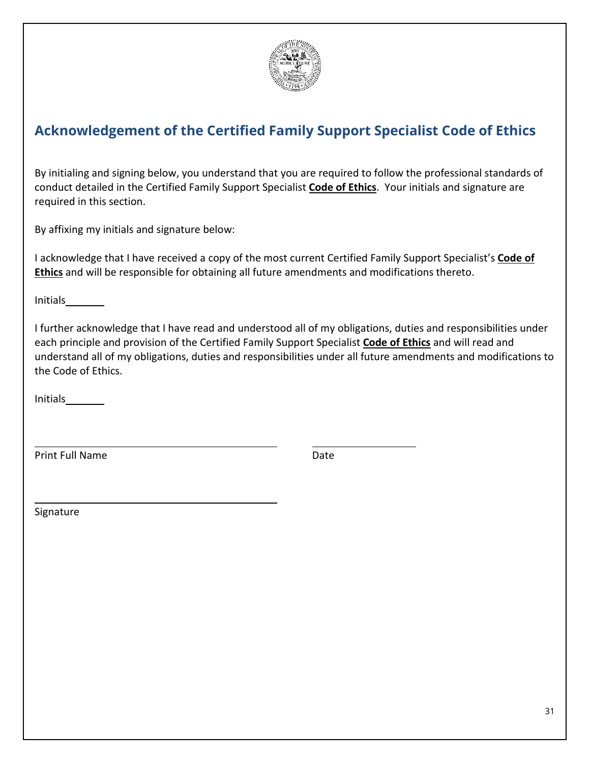## Acknowledgement of the Certified Family Support Specialist Code of Ethics

By initialing and signing below, you understand that you are required to follow the professional standards of conduct detailed in the Certified Family Support Specialist **Code of Ethics**. Your initials and signature are required in this section.

By affixing my initials and signature below:

I acknowledge that I have received a copy of the most current Certified Family Support Specialist's **Code of Ethics** and will be responsible for obtaining all future amendments and modifications thereto.

Initials_______

I further acknowledge that I have read and understood all of my obligations, duties and responsibilities under each principle and provision of the Certified Family Support Specialist **Code of Ethics** and will read and understand all of my obligations, duties and responsibilities under all future amendments and modifications to the Code of Ethics.

Initials_______

______________________________________ ________________

Print Full Name Date

______________________________________

Signature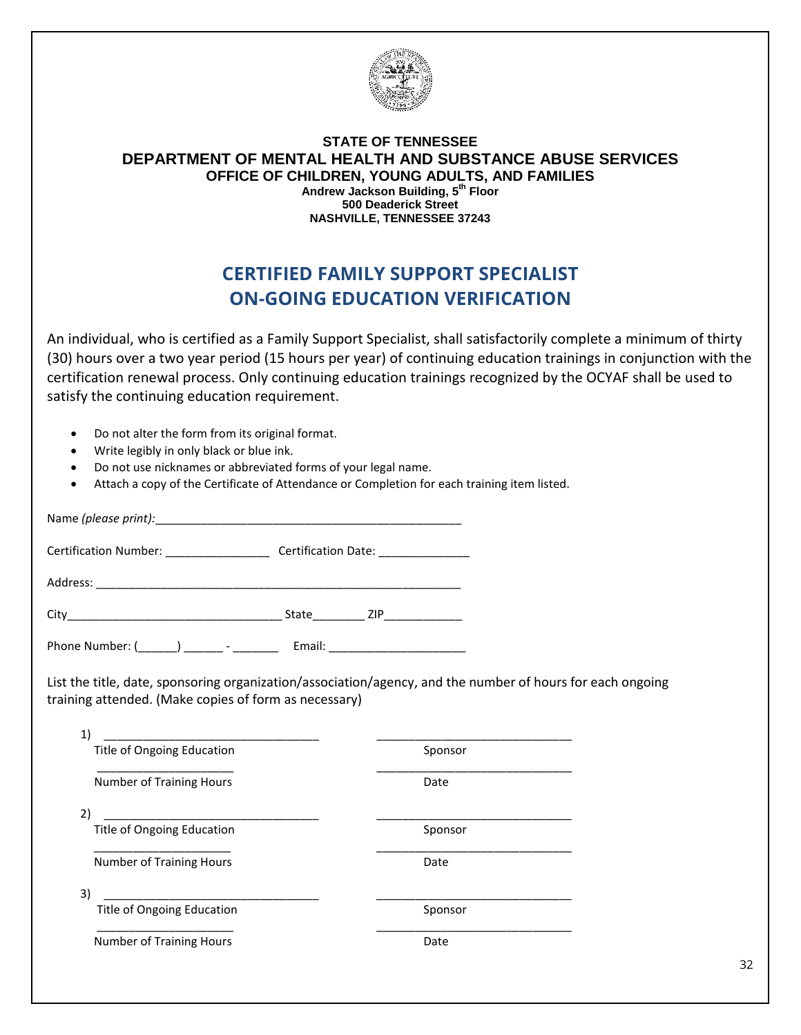**STATE OF TENNESSEE**
**DEPARTMENT OF MENTAL HEALTH AND SUBSTANCE ABUSE SERVICES**
**OFFICE OF CHILDREN, YOUNG ADULTS, AND FAMILIES**
**Andrew Jackson Building, 5th Floor**
**500 Deaderick Street**
**NASHVILLE, TENNESSEE 37243**

# CERTIFIED FAMILY SUPPORT SPECIALIST ON-GOING EDUCATION VERIFICATION

An individual, who is certified as a Family Support Specialist, shall satisfactorily complete a minimum of thirty (30) hours over a two year period (15 hours per year) of continuing education trainings in conjunction with the certification renewal process. Only continuing education trainings recognized by the OCYAF shall be used to satisfy the continuing education requirement.

- Do not alter the form from its original format.
- Write legibly in only black or blue ink.
- Do not use nicknames or abbreviated forms of your legal name.
- Attach a copy of the Certificate of Attendance or Completion for each training item listed.

Name *(please print)*:________________________________________________

Certification Number: ________________ Certification Date: ______________

Address: __________________________________________________________

City_________________________________ State________ ZIP____________

Phone Number: (______) ______ - _______ Email: _____________________

List the title, date, sponsoring organization/association/agency, and the number of hours for each ongoing training attended. (Make copies of form as necessary)

1) _________________________________ ______________________________
Title of Ongoing Education Sponsor

_____________________ ______________________________
Number of Training Hours Date

2) _________________________________ ______________________________
Title of Ongoing Education Sponsor

_____________________ ______________________________
Number of Training Hours Date

3) _________________________________ ______________________________
Title of Ongoing Education Sponsor

_____________________ ______________________________
Number of Training Hours Date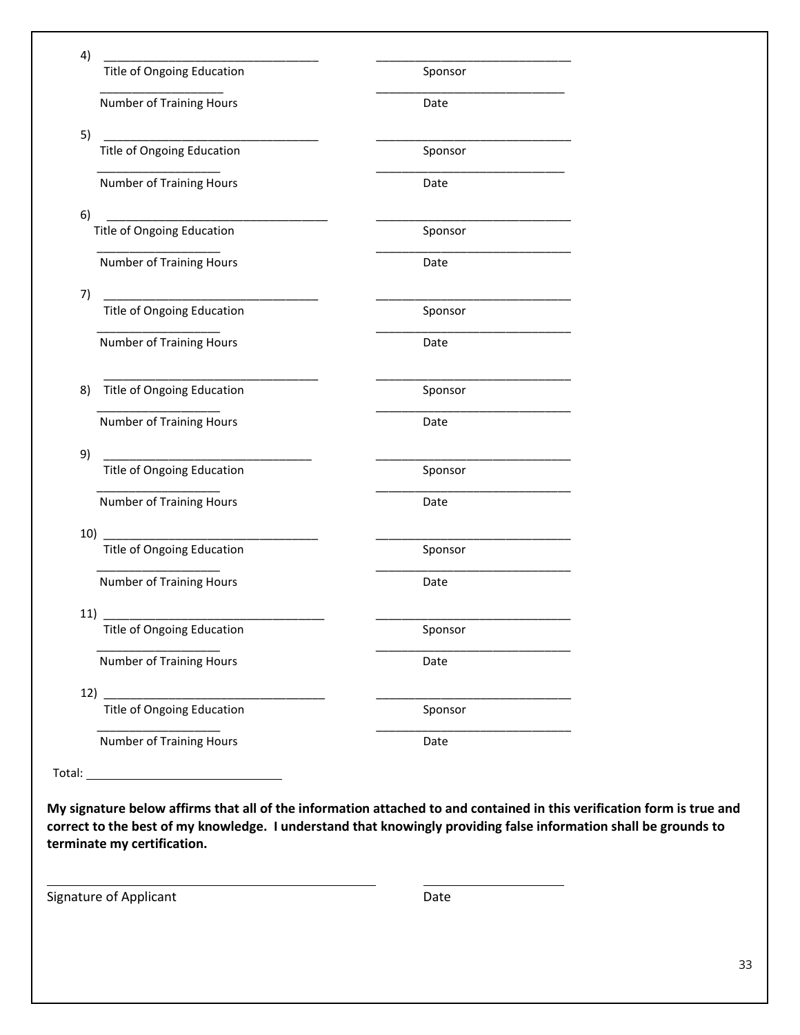4) \_\_\_\_\_\_\_\_\_\_\_\_\_\_\_\_\_\_\_\_\_\_\_\_\_\_\_\_\_\_ \_\_\_\_\_\_\_\_\_\_\_\_\_\_\_\_\_\_\_\_\_\_\_\_\_\_\_\_\_\_

Title of Ongoing Education Sponsor

\_\_\_\_\_\_\_\_\_\_\_\_\_\_\_\_\_\_\_\_ \_\_\_\_\_\_\_\_\_\_\_\_\_\_\_\_\_\_\_\_\_\_\_\_\_\_\_\_\_\_

Number of Training Hours Date

5) \_\_\_\_\_\_\_\_\_\_\_\_\_\_\_\_\_\_\_\_\_\_\_\_\_\_\_\_\_\_ \_\_\_\_\_\_\_\_\_\_\_\_\_\_\_\_\_\_\_\_\_\_\_\_\_\_\_\_\_\_

Title of Ongoing Education Sponsor

\_\_\_\_\_\_\_\_\_\_\_\_\_\_\_\_\_\_\_\_ \_\_\_\_\_\_\_\_\_\_\_\_\_\_\_\_\_\_\_\_\_\_\_\_\_\_\_\_\_\_

Number of Training Hours Date

6) \_\_\_\_\_\_\_\_\_\_\_\_\_\_\_\_\_\_\_\_\_\_\_\_\_\_\_\_\_\_ \_\_\_\_\_\_\_\_\_\_\_\_\_\_\_\_\_\_\_\_\_\_\_\_\_\_\_\_\_\_

Title of Ongoing Education Sponsor

\_\_\_\_\_\_\_\_\_\_\_\_\_\_\_\_\_\_\_\_ \_\_\_\_\_\_\_\_\_\_\_\_\_\_\_\_\_\_\_\_\_\_\_\_\_\_\_\_\_\_

Number of Training Hours Date

7) \_\_\_\_\_\_\_\_\_\_\_\_\_\_\_\_\_\_\_\_\_\_\_\_\_\_\_\_\_\_ \_\_\_\_\_\_\_\_\_\_\_\_\_\_\_\_\_\_\_\_\_\_\_\_\_\_\_\_\_\_

Title of Ongoing Education Sponsor

\_\_\_\_\_\_\_\_\_\_\_\_\_\_\_\_\_\_\_\_ \_\_\_\_\_\_\_\_\_\_\_\_\_\_\_\_\_\_\_\_\_\_\_\_\_\_\_\_\_\_

Number of Training Hours Date

8) \_\_\_\_\_\_\_\_\_\_\_\_\_\_\_\_\_\_\_\_\_\_\_\_\_\_\_\_\_\_ \_\_\_\_\_\_\_\_\_\_\_\_\_\_\_\_\_\_\_\_\_\_\_\_\_\_\_\_\_\_

Title of Ongoing Education Sponsor

\_\_\_\_\_\_\_\_\_\_\_\_\_\_\_\_\_\_\_\_ \_\_\_\_\_\_\_\_\_\_\_\_\_\_\_\_\_\_\_\_\_\_\_\_\_\_\_\_\_\_

Number of Training Hours Date

9) \_\_\_\_\_\_\_\_\_\_\_\_\_\_\_\_\_\_\_\_\_\_\_\_\_\_\_\_\_\_ \_\_\_\_\_\_\_\_\_\_\_\_\_\_\_\_\_\_\_\_\_\_\_\_\_\_\_\_\_\_

Title of Ongoing Education Sponsor

\_\_\_\_\_\_\_\_\_\_\_\_\_\_\_\_\_\_\_\_ \_\_\_\_\_\_\_\_\_\_\_\_\_\_\_\_\_\_\_\_\_\_\_\_\_\_\_\_\_\_

Number of Training Hours Date

10) \_\_\_\_\_\_\_\_\_\_\_\_\_\_\_\_\_\_\_\_\_\_\_\_\_\_\_\_\_\_ \_\_\_\_\_\_\_\_\_\_\_\_\_\_\_\_\_\_\_\_\_\_\_\_\_\_\_\_\_\_

Title of Ongoing Education Sponsor

\_\_\_\_\_\_\_\_\_\_\_\_\_\_\_\_\_\_\_\_ \_\_\_\_\_\_\_\_\_\_\_\_\_\_\_\_\_\_\_\_\_\_\_\_\_\_\_\_\_\_

Number of Training Hours Date

11) \_\_\_\_\_\_\_\_\_\_\_\_\_\_\_\_\_\_\_\_\_\_\_\_\_\_\_\_\_\_ \_\_\_\_\_\_\_\_\_\_\_\_\_\_\_\_\_\_\_\_\_\_\_\_\_\_\_\_\_\_

Title of Ongoing Education Sponsor

\_\_\_\_\_\_\_\_\_\_\_\_\_\_\_\_\_\_\_\_ \_\_\_\_\_\_\_\_\_\_\_\_\_\_\_\_\_\_\_\_\_\_\_\_\_\_\_\_\_\_

Number of Training Hours Date

12) \_\_\_\_\_\_\_\_\_\_\_\_\_\_\_\_\_\_\_\_\_\_\_\_\_\_\_\_\_\_ \_\_\_\_\_\_\_\_\_\_\_\_\_\_\_\_\_\_\_\_\_\_\_\_\_\_\_\_\_\_

Title of Ongoing Education Sponsor

\_\_\_\_\_\_\_\_\_\_\_\_\_\_\_\_\_\_\_\_ \_\_\_\_\_\_\_\_\_\_\_\_\_\_\_\_\_\_\_\_\_\_\_\_\_\_\_\_\_\_

Number of Training Hours Date

Total: \_\_\_\_\_\_\_\_\_\_\_\_\_\_\_\_\_\_\_\_\_\_\_\_\_\_\_\_\_\_

**My signature below affirms that all of the information attached to and contained in this verification form is true and correct to the best of my knowledge. I understand that knowingly providing false information shall be grounds to terminate my certification.**

\_\_\_\_\_\_\_\_\_\_\_\_\_\_\_\_\_\_\_\_\_\_\_\_\_\_\_\_\_\_\_\_\_\_\_\_\_\_\_\_\_\_\_\_\_\_\_\_ \_\_\_\_\_\_\_\_\_\_\_\_\_\_\_\_\_\_\_\_\_\_

Signature of Applicant Date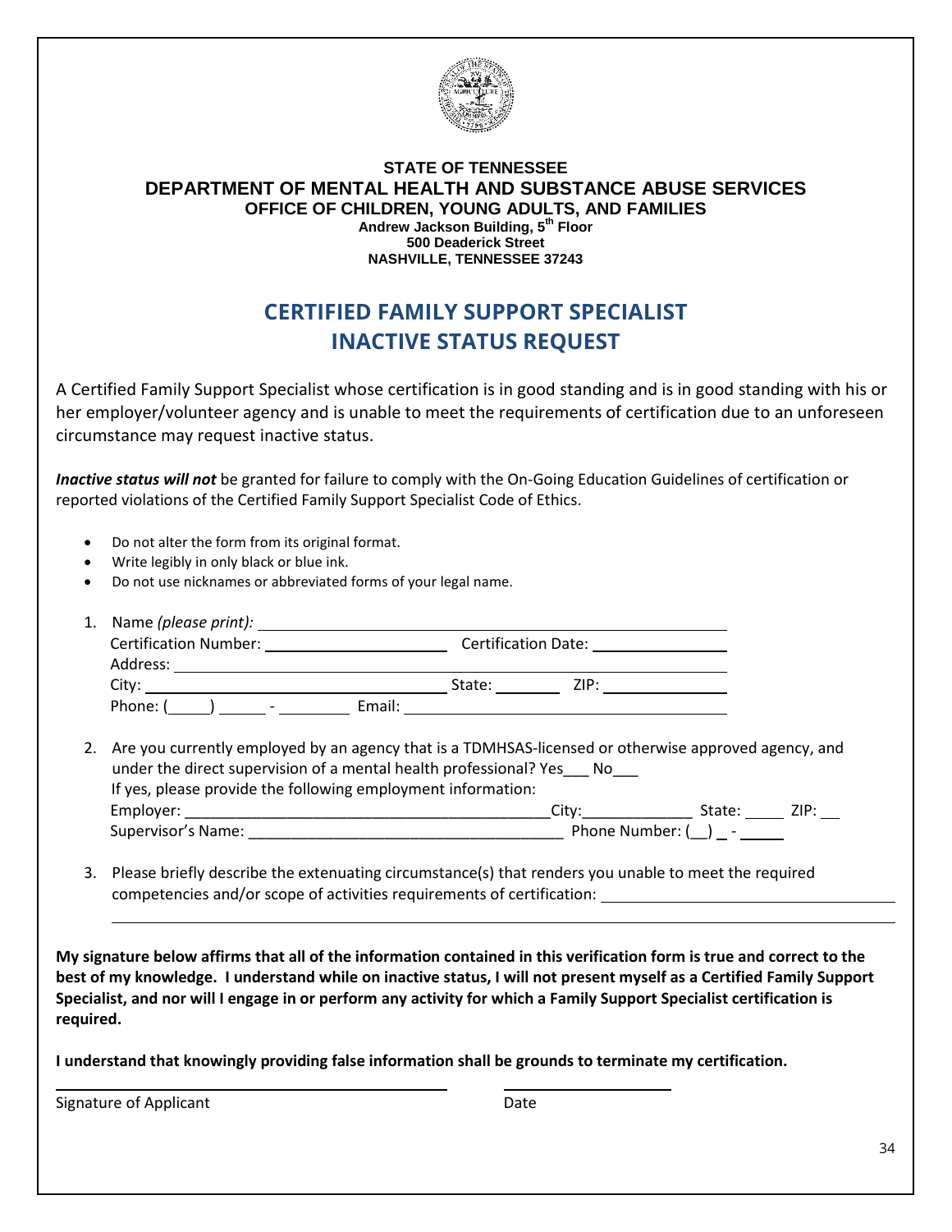**STATE OF TENNESSEE**
**DEPARTMENT OF MENTAL HEALTH AND SUBSTANCE ABUSE SERVICES**
**OFFICE OF CHILDREN, YOUNG ADULTS, AND FAMILIES**
**Andrew Jackson Building, 5th Floor**
**500 Deaderick Street**
**NASHVILLE, TENNESSEE 37243**

# CERTIFIED FAMILY SUPPORT SPECIALIST INACTIVE STATUS REQUEST

A Certified Family Support Specialist whose certification is in good standing and is in good standing with his or her employer/volunteer agency and is unable to meet the requirements of certification due to an unforeseen circumstance may request inactive status.

***Inactive status will not*** be granted for failure to comply with the On-Going Education Guidelines of certification or reported violations of the Certified Family Support Specialist Code of Ethics.

- Do not alter the form from its original format.
- Write legibly in only black or blue ink.
- Do not use nicknames or abbreviated forms of your legal name.

1. Name *(please print)*: ____________________________________________
   Certification Number: ____________________ Certification Date: ________________
   Address: ____________________________________________
   City: ____________________________ State: ________ ZIP: ______________
   Phone: (_____) ______ - ________ Email: ______________________________

2. Are you currently employed by an agency that is a TDMHSAS-licensed or otherwise approved agency, and under the direct supervision of a mental health professional? Yes___ No___
   If yes, please provide the following employment information:
   Employer: ___________________________________________City:_____________ State: _____ ZIP: __
   Supervisor's Name: _____________________________________ Phone Number: (__) _ - _____

3. Please briefly describe the extenuating circumstance(s) that renders you unable to meet the required competencies and/or scope of activities requirements of certification: ______________________________
   ____________________________________________________________________________

**My signature below affirms that all of the information contained in this verification form is true and correct to the best of my knowledge. I understand while on inactive status, I will not present myself as a Certified Family Support Specialist, and nor will I engage in or perform any activity for which a Family Support Specialist certification is required.**

**I understand that knowingly providing false information shall be grounds to terminate my certification.**

______________________________________ ____________________
Signature of Applicant Date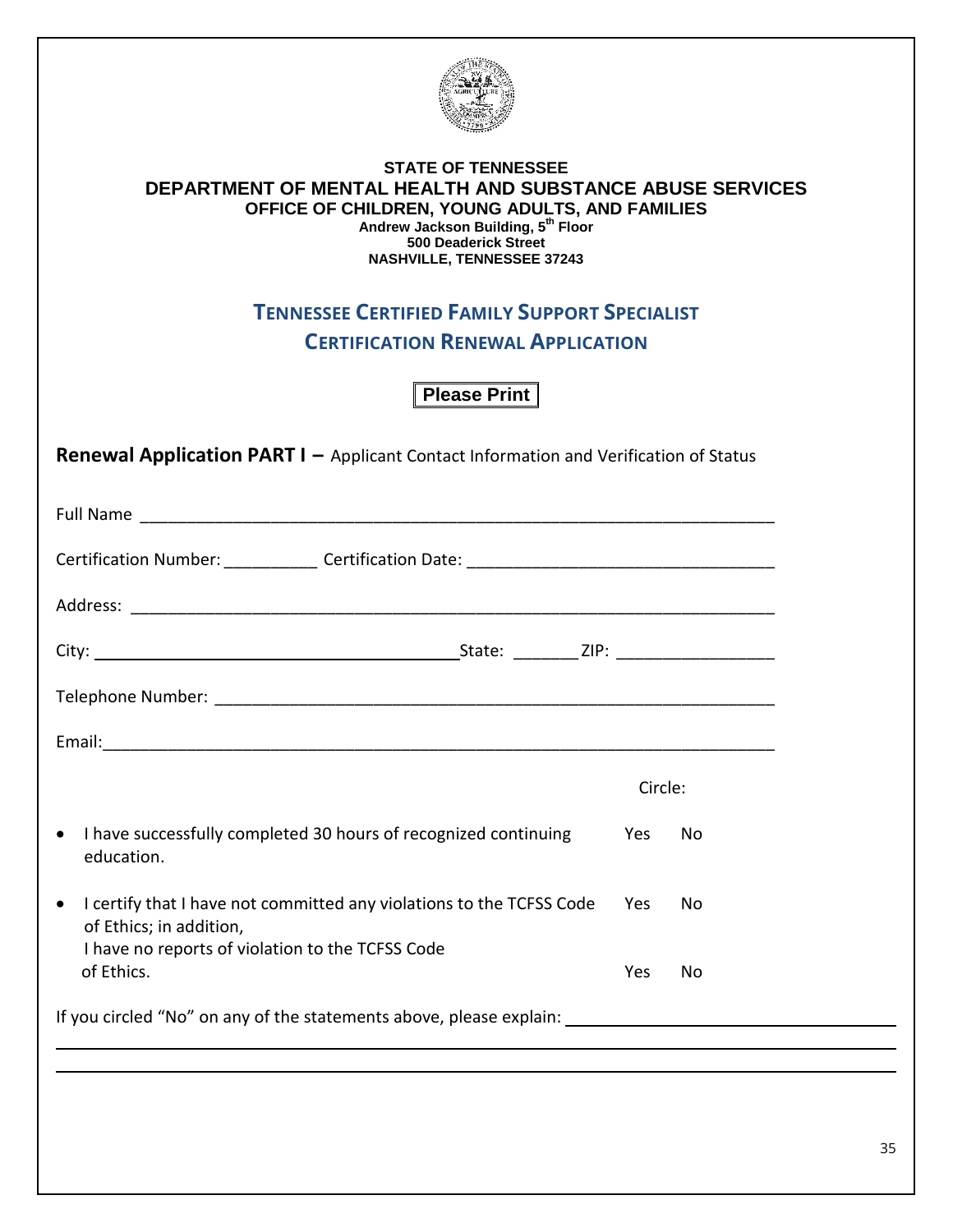**STATE OF TENNESSEE**
**DEPARTMENT OF MENTAL HEALTH AND SUBSTANCE ABUSE SERVICES**
**OFFICE OF CHILDREN, YOUNG ADULTS, AND FAMILIES**
**Andrew Jackson Building, 5th Floor**
**500 Deaderick Street**
**NASHVILLE, TENNESSEE 37243**

# TENNESSEE CERTIFIED FAMILY SUPPORT SPECIALIST CERTIFICATION RENEWAL APPLICATION

**Please Print**

## Renewal Application PART I – Applicant Contact Information and Verification of Status

Full Name ______________________________________________________________________

Certification Number: __________ Certification Date: ________________________________

Address: _______________________________________________________________________

City: ________________________________________ State: _______ ZIP: ________________

Telephone Number: _____________________________________________________________

Email: _________________________________________________________________________

| | Circle: | |
|---|---|---|
| • I have successfully completed 30 hours of recognized continuing education. | Yes | No |
| • I certify that I have not committed any violations to the TCFSS Code of Ethics; in addition, | Yes | No |
| I have no reports of violation to the TCFSS Code of Ethics. | Yes | No |

If you circled "No" on any of the statements above, please explain: ______________________

_______________________________________________________________________________

_______________________________________________________________________________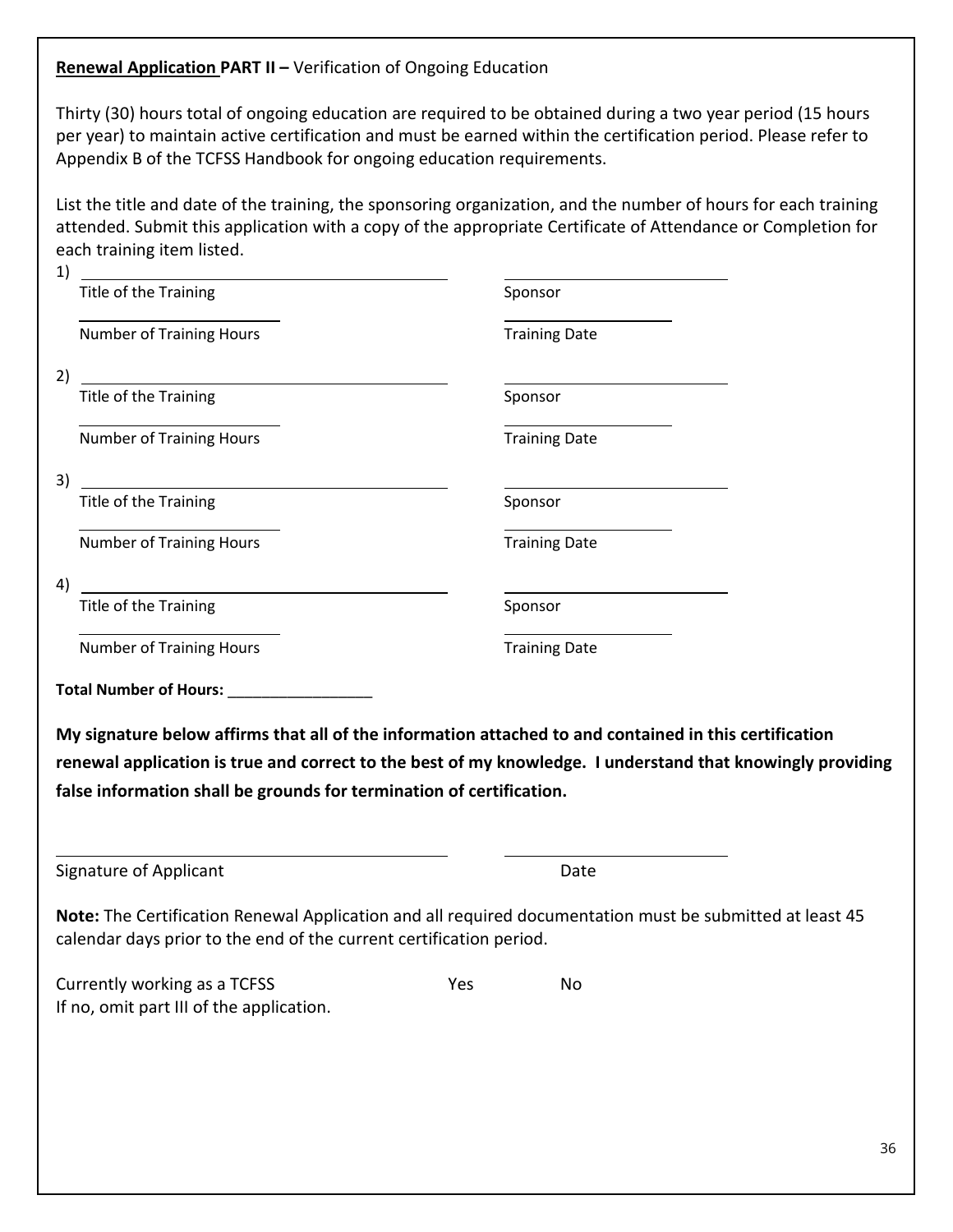**Renewal Application PART II –** Verification of Ongoing Education

Thirty (30) hours total of ongoing education are required to be obtained during a two year period (15 hours per year) to maintain active certification and must be earned within the certification period. Please refer to Appendix B of the TCFSS Handbook for ongoing education requirements.

List the title and date of the training, the sponsoring organization, and the number of hours for each training attended. Submit this application with a copy of the appropriate Certificate of Attendance or Completion for each training item listed.

1) ______________________________ &nbsp;&nbsp;&nbsp; ____________________
Title of the Training &nbsp;&nbsp;&nbsp; Sponsor

____________________ &nbsp;&nbsp;&nbsp; ____________________
Number of Training Hours &nbsp;&nbsp;&nbsp; Training Date

2) ______________________________ &nbsp;&nbsp;&nbsp; ____________________
Title of the Training &nbsp;&nbsp;&nbsp; Sponsor

____________________ &nbsp;&nbsp;&nbsp; ____________________
Number of Training Hours &nbsp;&nbsp;&nbsp; Training Date

3) ______________________________ &nbsp;&nbsp;&nbsp; ____________________
Title of the Training &nbsp;&nbsp;&nbsp; Sponsor

____________________ &nbsp;&nbsp;&nbsp; ____________________
Number of Training Hours &nbsp;&nbsp;&nbsp; Training Date

4) ______________________________ &nbsp;&nbsp;&nbsp; ____________________
Title of the Training &nbsp;&nbsp;&nbsp; Sponsor

____________________ &nbsp;&nbsp;&nbsp; ____________________
Number of Training Hours &nbsp;&nbsp;&nbsp; Training Date

**Total Number of Hours:** _________________

**My signature below affirms that all of the information attached to and contained in this certification renewal application is true and correct to the best of my knowledge. I understand that knowingly providing false information shall be grounds for termination of certification.**

______________________________ &nbsp;&nbsp;&nbsp; ____________________
Signature of Applicant &nbsp;&nbsp;&nbsp; Date

**Note:** The Certification Renewal Application and all required documentation must be submitted at least 45 calendar days prior to the end of the current certification period.

Currently working as a TCFSS &nbsp;&nbsp;&nbsp; Yes &nbsp;&nbsp;&nbsp; No
If no, omit part III of the application.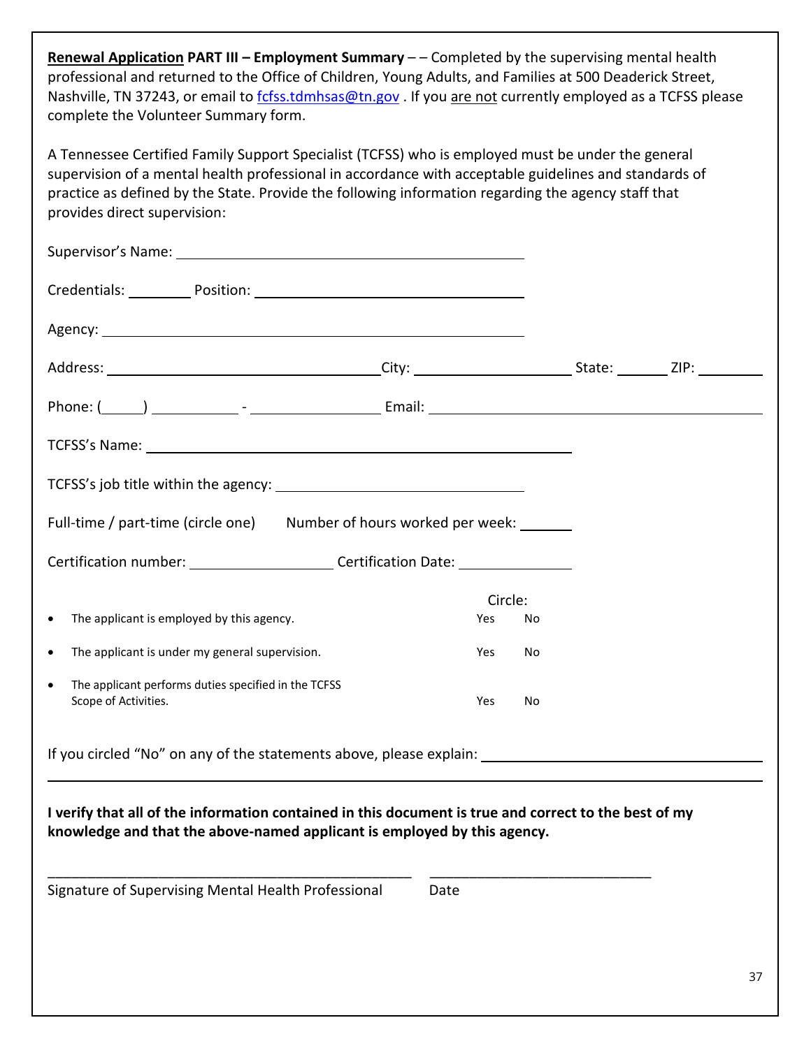**<u>Renewal Application</u> PART III – Employment Summary** – – Completed by the supervising mental health professional and returned to the Office of Children, Young Adults, and Families at 500 Deaderick Street, Nashville, TN 37243, or email to fcfss.tdmhsas@tn.gov . If you <u>are not</u> currently employed as a TCFSS please complete the Volunteer Summary form.

A Tennessee Certified Family Support Specialist (TCFSS) who is employed must be under the general supervision of a mental health professional in accordance with acceptable guidelines and standards of practice as defined by the State. Provide the following information regarding the agency staff that provides direct supervision:

Supervisor's Name: ________________________________________

Credentials: ________ Position: ______________________________

Agency: ________________________________________________

Address: ______________________________ City: __________________ State: ______ ZIP: ________

Phone: (_____) __________ - ______________ Email: ______________________________________

TCFSS's Name: ____________________________________________

TCFSS's job title within the agency: ___________________________

Full-time / part-time (circle one)     Number of hours worked per week: ______

Certification number: _________________ Certification Date: _____________

| | Circle: | |
|---|---|---|
| • The applicant is employed by this agency. | Yes | No |
| • The applicant is under my general supervision. | Yes | No |
| • The applicant performs duties specified in the TCFSS Scope of Activities. | Yes | No |

If you circled "No" on any of the statements above, please explain: ______________________________

________________________________________________________________________________

**I verify that all of the information contained in this document is true and correct to the best of my knowledge and that the above-named applicant is employed by this agency.**

_______________________________________________     ____________________________

Signature of Supervising Mental Health Professional     Date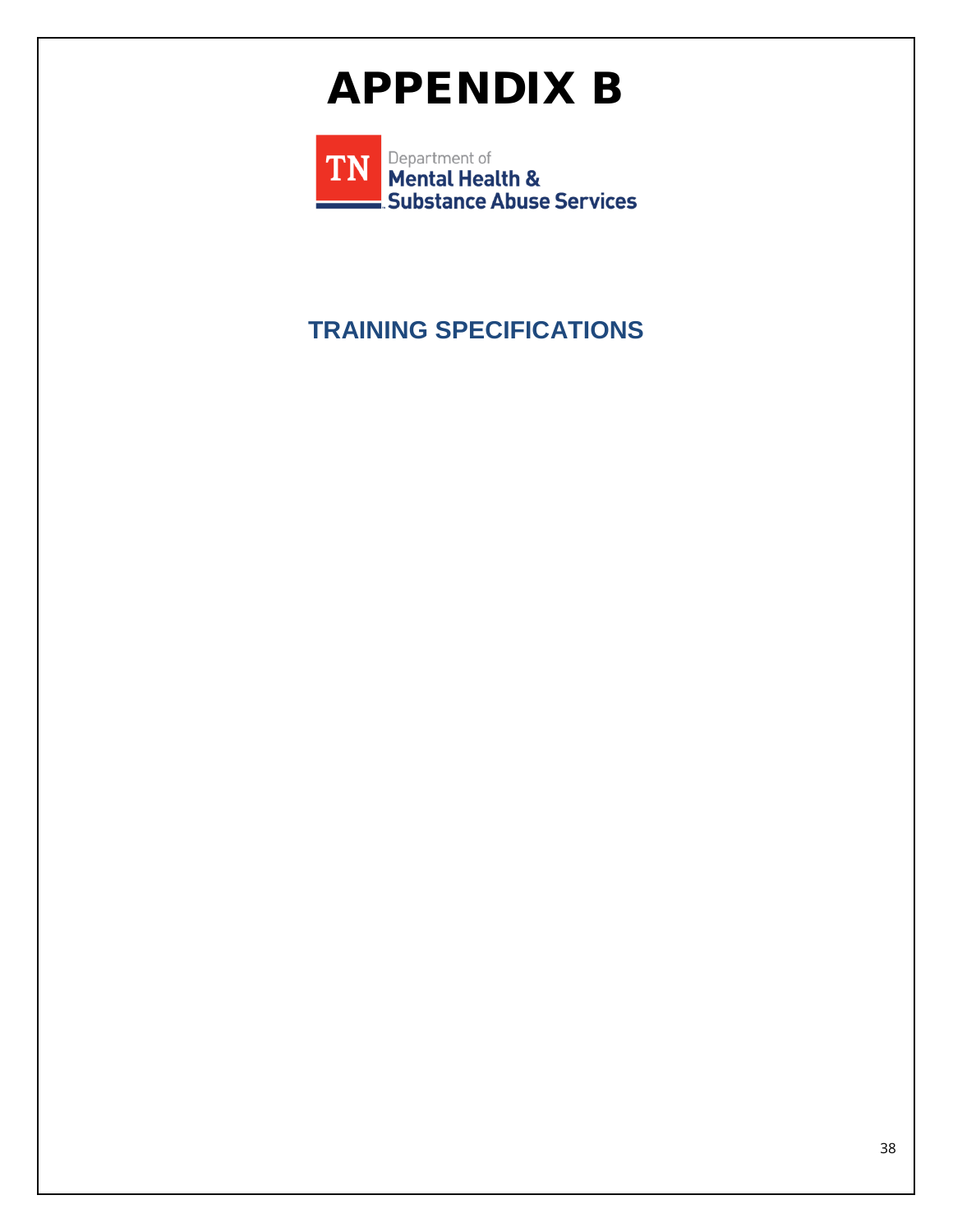# APPENDIX B

TN Department of Mental Health & Substance Abuse Services

## TRAINING SPECIFICATIONS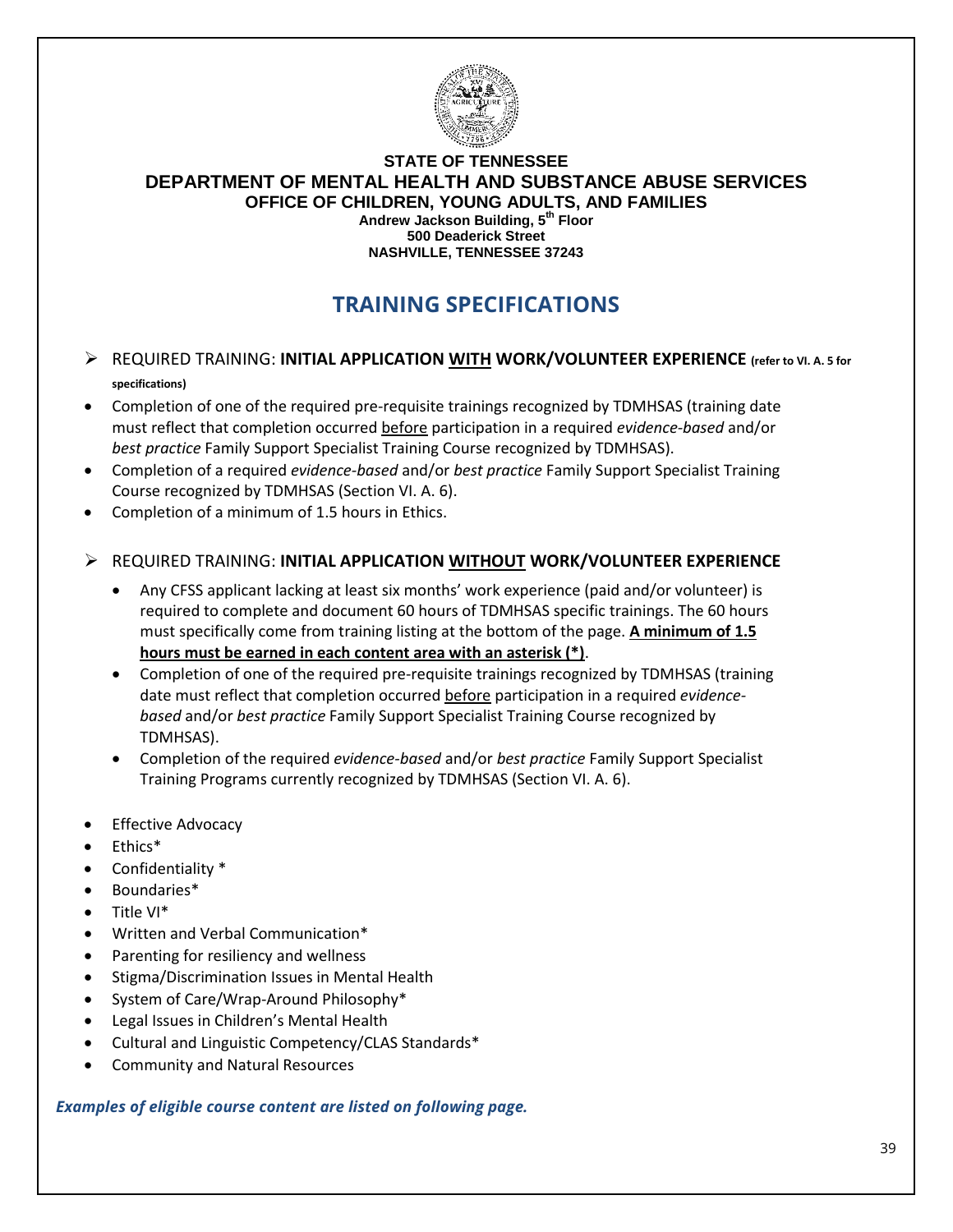**STATE OF TENNESSEE**
**DEPARTMENT OF MENTAL HEALTH AND SUBSTANCE ABUSE SERVICES**
**OFFICE OF CHILDREN, YOUNG ADULTS, AND FAMILIES**
**Andrew Jackson Building, 5th Floor**
**500 Deaderick Street**
**NASHVILLE, TENNESSEE 37243**

# TRAINING SPECIFICATIONS

- REQUIRED TRAINING: **INITIAL APPLICATION WITH WORK/VOLUNTEER EXPERIENCE (refer to VI. A. 5 for specifications)**

- Completion of one of the required pre-requisite trainings recognized by TDMHSAS (training date must reflect that completion occurred before participation in a required *evidence-based* and/or *best practice* Family Support Specialist Training Course recognized by TDMHSAS).
- Completion of a required *evidence-based* and/or *best practice* Family Support Specialist Training Course recognized by TDMHSAS (Section VI. A. 6).
- Completion of a minimum of 1.5 hours in Ethics.

- REQUIRED TRAINING: **INITIAL APPLICATION WITHOUT WORK/VOLUNTEER EXPERIENCE**
  - Any CFSS applicant lacking at least six months' work experience (paid and/or volunteer) is required to complete and document 60 hours of TDMHSAS specific trainings. The 60 hours must specifically come from training listing at the bottom of the page. **A minimum of 1.5 hours must be earned in each content area with an asterisk (*)**.
  - Completion of one of the required pre-requisite trainings recognized by TDMHSAS (training date must reflect that completion occurred before participation in a required *evidence-based* and/or *best practice* Family Support Specialist Training Course recognized by TDMHSAS).
  - Completion of the required *evidence-based* and/or *best practice* Family Support Specialist Training Programs currently recognized by TDMHSAS (Section VI. A. 6).

- Effective Advocacy
- Ethics*
- Confidentiality *
- Boundaries*
- Title VI*
- Written and Verbal Communication*
- Parenting for resiliency and wellness
- Stigma/Discrimination Issues in Mental Health
- System of Care/Wrap-Around Philosophy*
- Legal Issues in Children's Mental Health
- Cultural and Linguistic Competency/CLAS Standards*
- Community and Natural Resources

***Examples of eligible course content are listed on following page.***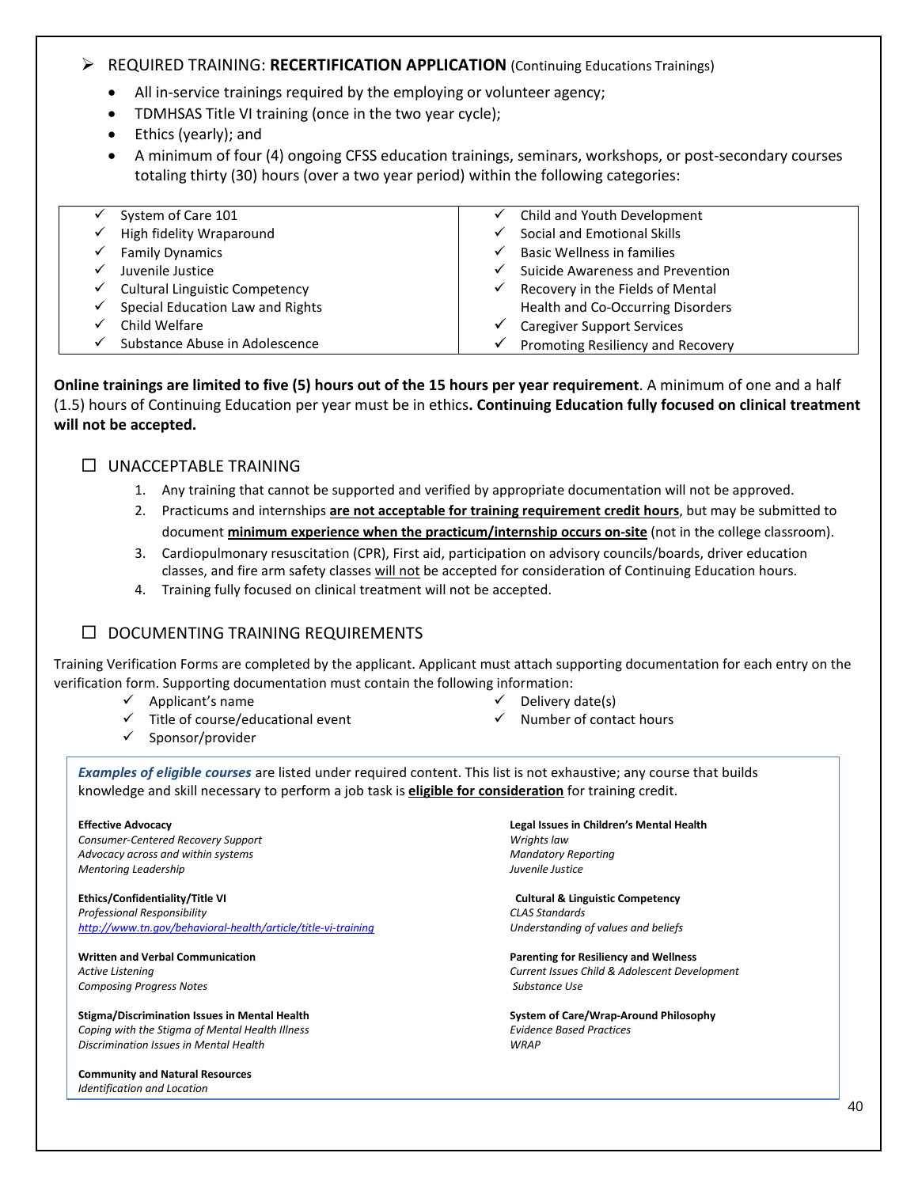- REQUIRED TRAINING: **RECERTIFICATION APPLICATION** (Continuing Educations Trainings)
  - All in-service trainings required by the employing or volunteer agency;
  - TDMHSAS Title VI training (once in the two year cycle);
  - Ethics (yearly); and
  - A minimum of four (4) ongoing CFSS education trainings, seminars, workshops, or post-secondary courses totaling thirty (30) hours (over a two year period) within the following categories:

| | |
|---|---|
| ✓ System of Care 101 | ✓ Child and Youth Development |
| ✓ High fidelity Wraparound | ✓ Social and Emotional Skills |
| ✓ Family Dynamics | ✓ Basic Wellness in families |
| ✓ Juvenile Justice | ✓ Suicide Awareness and Prevention |
| ✓ Cultural Linguistic Competency | ✓ Recovery in the Fields of Mental Health and Co-Occurring Disorders |
| ✓ Special Education Law and Rights | ✓ Caregiver Support Services |
| ✓ Child Welfare | ✓ Promoting Resiliency and Recovery |
| ✓ Substance Abuse in Adolescence | |

**Online trainings are limited to five (5) hours out of the 15 hours per year requirement**. A minimum of one and a half (1.5) hours of Continuing Education per year must be in ethics**. Continuing Education fully focused on clinical treatment will not be accepted.**

## ☐ UNACCEPTABLE TRAINING

1. Any training that cannot be supported and verified by appropriate documentation will not be approved.
2. Practicums and internships **<u>are not acceptable for training requirement credit hours</u>**, but may be submitted to document **<u>minimum experience when the practicum/internship occurs on-site</u>** (not in the college classroom).
3. Cardiopulmonary resuscitation (CPR), First aid, participation on advisory councils/boards, driver education classes, and fire arm safety classes <u>will not</u> be accepted for consideration of Continuing Education hours.
4. Training fully focused on clinical treatment will not be accepted.

## ☐ DOCUMENTING TRAINING REQUIREMENTS

Training Verification Forms are completed by the applicant. Applicant must attach supporting documentation for each entry on the verification form. Supporting documentation must contain the following information:

- ✓ Applicant's name
- ✓ Title of course/educational event
- ✓ Sponsor/provider
- ✓ Delivery date(s)
- ✓ Number of contact hours

***Examples of eligible courses*** are listed under required content. This list is not exhaustive; any course that builds knowledge and skill necessary to perform a job task is **<u>eligible for consideration</u>** for training credit.

**Effective Advocacy**
*Consumer-Centered Recovery Support*
*Advocacy across and within systems*
*Mentoring Leadership*

**Ethics/Confidentiality/Title VI**
*Professional Responsibility*
*http://www.tn.gov/behavioral-health/article/title-vi-training*

**Written and Verbal Communication**
*Active Listening*
*Composing Progress Notes*

**Stigma/Discrimination Issues in Mental Health**
*Coping with the Stigma of Mental Health Illness*
*Discrimination Issues in Mental Health*

**Community and Natural Resources**
*Identification and Location*

**Legal Issues in Children's Mental Health**
*Wrights law*
*Mandatory Reporting*
*Juvenile Justice*

**Cultural & Linguistic Competency**
*CLAS Standards*
*Understanding of values and beliefs*

**Parenting for Resiliency and Wellness**
*Current Issues Child & Adolescent Development*
*Substance Use*

**System of Care/Wrap-Around Philosophy**
*Evidence Based Practices*
*WRAP*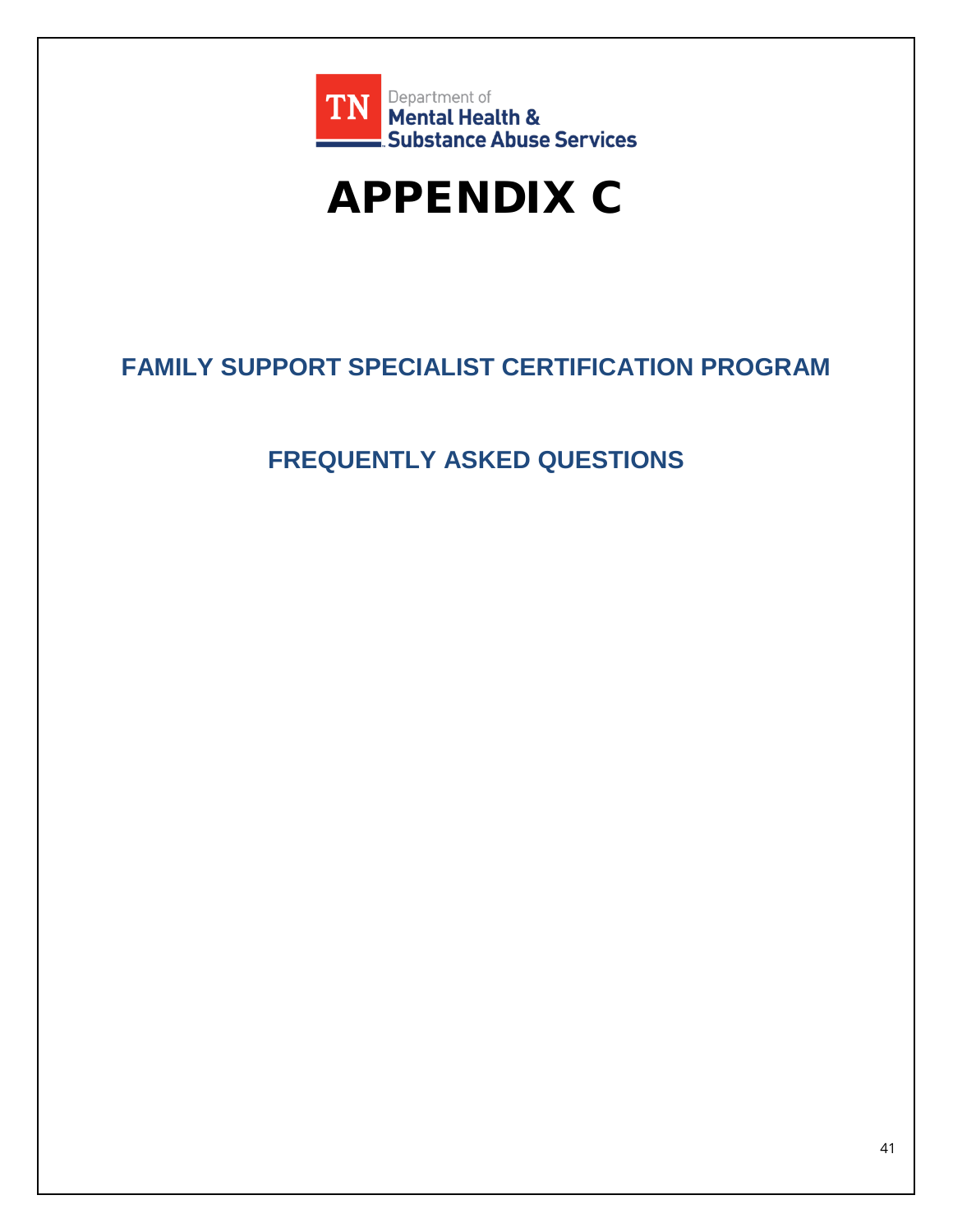Department of
Mental Health &
Substance Abuse Services

# APPENDIX C

## FAMILY SUPPORT SPECIALIST CERTIFICATION PROGRAM

## FREQUENTLY ASKED QUESTIONS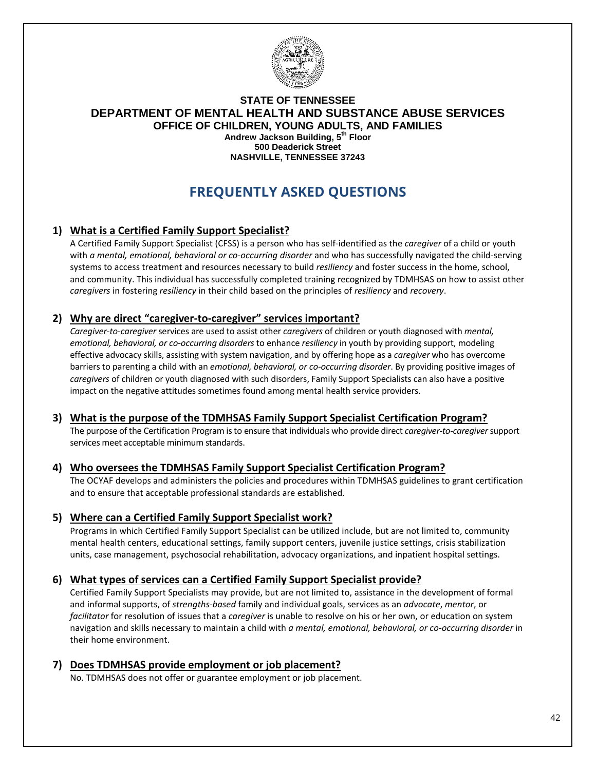**STATE OF TENNESSEE**
**DEPARTMENT OF MENTAL HEALTH AND SUBSTANCE ABUSE SERVICES**
**OFFICE OF CHILDREN, YOUNG ADULTS, AND FAMILIES**
**Andrew Jackson Building, 5th Floor**
**500 Deaderick Street**
**NASHVILLE, TENNESSEE 37243**

# FREQUENTLY ASKED QUESTIONS

## 1) What is a Certified Family Support Specialist?

A Certified Family Support Specialist (CFSS) is a person who has self-identified as the *caregiver* of a child or youth with *a mental, emotional, behavioral or co-occurring disorder* and who has successfully navigated the child-serving systems to access treatment and resources necessary to build *resiliency* and foster success in the home, school, and community. This individual has successfully completed training recognized by TDMHSAS on how to assist other *caregivers* in fostering *resiliency* in their child based on the principles of *resiliency* and *recovery*.

## 2) Why are direct "caregiver-to-caregiver" services important?

*Caregiver-to-caregiver* services are used to assist other *caregivers* of children or youth diagnosed with *mental, emotional, behavioral, or co-occurring disorders* to enhance *resiliency* in youth by providing support, modeling effective advocacy skills, assisting with system navigation, and by offering hope as a *caregiver* who has overcome barriers to parenting a child with an *emotional, behavioral, or co-occurring disorder*. By providing positive images of *caregivers* of children or youth diagnosed with such disorders, Family Support Specialists can also have a positive impact on the negative attitudes sometimes found among mental health service providers.

## 3) What is the purpose of the TDMHSAS Family Support Specialist Certification Program?

The purpose of the Certification Program is to ensure that individuals who provide direct *caregiver-to-caregiver* support services meet acceptable minimum standards.

## 4) Who oversees the TDMHSAS Family Support Specialist Certification Program?

The OCYAF develops and administers the policies and procedures within TDMHSAS guidelines to grant certification and to ensure that acceptable professional standards are established.

## 5) Where can a Certified Family Support Specialist work?

Programs in which Certified Family Support Specialist can be utilized include, but are not limited to, community mental health centers, educational settings, family support centers, juvenile justice settings, crisis stabilization units, case management, psychosocial rehabilitation, advocacy organizations, and inpatient hospital settings.

## 6) What types of services can a Certified Family Support Specialist provide?

Certified Family Support Specialists may provide, but are not limited to, assistance in the development of formal and informal supports, of *strengths-based* family and individual goals, services as an *advocate*, *mentor*, or *facilitator* for resolution of issues that a *caregiver* is unable to resolve on his or her own, or education on system navigation and skills necessary to maintain a child with *a mental, emotional, behavioral, or co-occurring disorder* in their home environment.

## 7) Does TDMHSAS provide employment or job placement?

No. TDMHSAS does not offer or guarantee employment or job placement.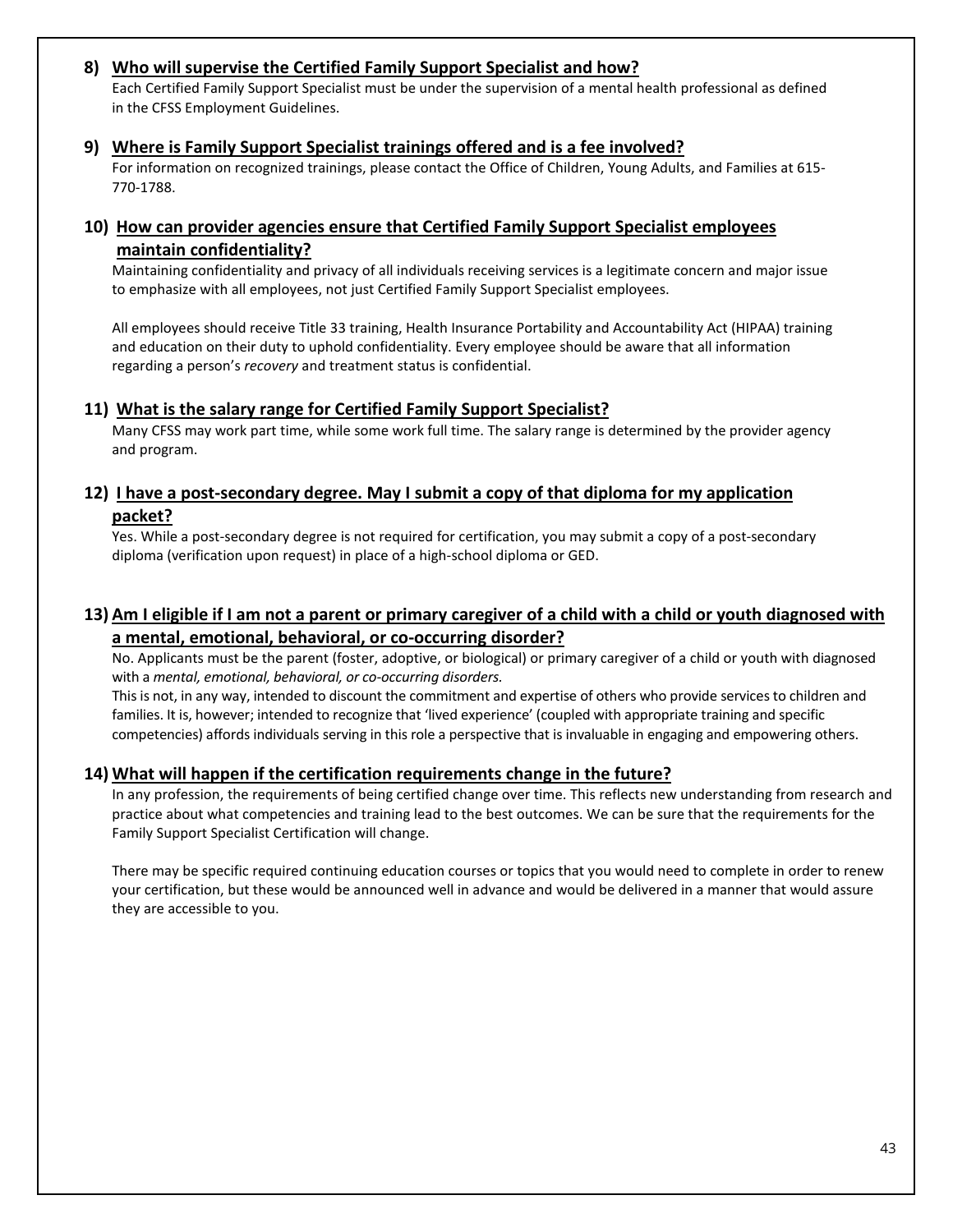**8) Who will supervise the Certified Family Support Specialist and how?**

Each Certified Family Support Specialist must be under the supervision of a mental health professional as defined in the CFSS Employment Guidelines.

**9) Where is Family Support Specialist trainings offered and is a fee involved?**

For information on recognized trainings, please contact the Office of Children, Young Adults, and Families at 615-770-1788.

**10) How can provider agencies ensure that Certified Family Support Specialist employees maintain confidentiality?**

Maintaining confidentiality and privacy of all individuals receiving services is a legitimate concern and major issue to emphasize with all employees, not just Certified Family Support Specialist employees.

All employees should receive Title 33 training, Health Insurance Portability and Accountability Act (HIPAA) training and education on their duty to uphold confidentiality. Every employee should be aware that all information regarding a person's *recovery* and treatment status is confidential.

**11) What is the salary range for Certified Family Support Specialist?**

Many CFSS may work part time, while some work full time. The salary range is determined by the provider agency and program.

**12) I have a post-secondary degree. May I submit a copy of that diploma for my application packet?**

Yes. While a post-secondary degree is not required for certification, you may submit a copy of a post-secondary diploma (verification upon request) in place of a high-school diploma or GED.

**13) Am I eligible if I am not a parent or primary caregiver of a child with a child or youth diagnosed with a mental, emotional, behavioral, or co-occurring disorder?**

No. Applicants must be the parent (foster, adoptive, or biological) or primary caregiver of a child or youth with diagnosed with a *mental, emotional, behavioral, or co-occurring disorders.*

This is not, in any way, intended to discount the commitment and expertise of others who provide services to children and families. It is, however; intended to recognize that 'lived experience' (coupled with appropriate training and specific competencies) affords individuals serving in this role a perspective that is invaluable in engaging and empowering others.

**14) What will happen if the certification requirements change in the future?**

In any profession, the requirements of being certified change over time. This reflects new understanding from research and practice about what competencies and training lead to the best outcomes. We can be sure that the requirements for the Family Support Specialist Certification will change.

There may be specific required continuing education courses or topics that you would need to complete in order to renew your certification, but these would be announced well in advance and would be delivered in a manner that would assure they are accessible to you.